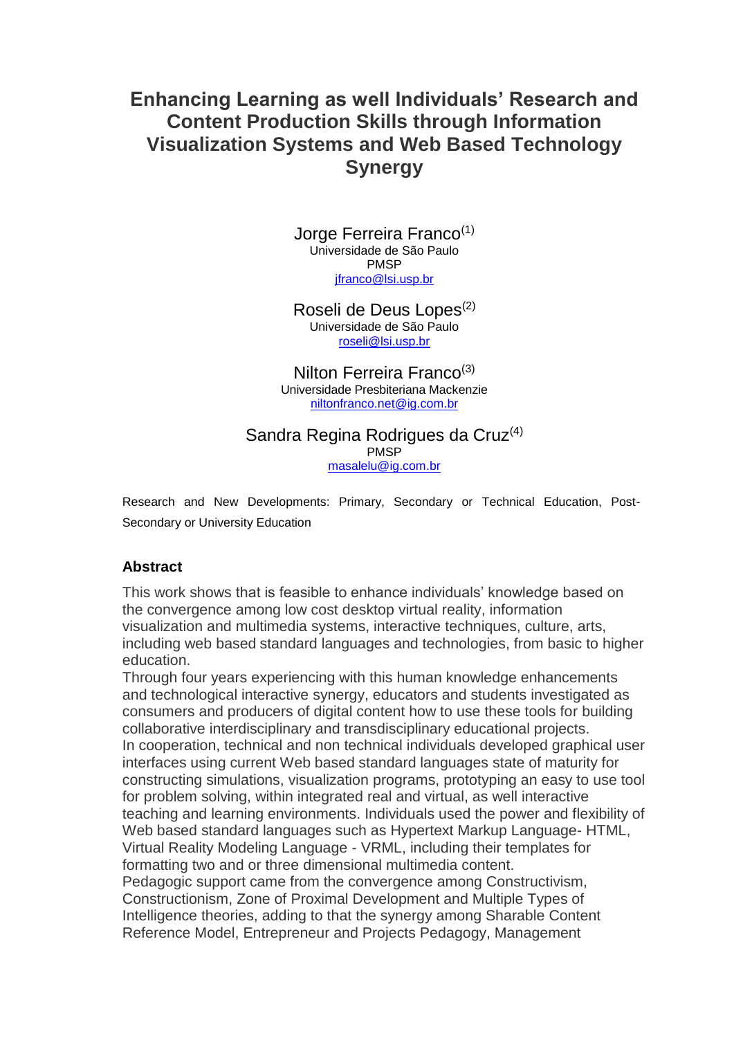# Enhancing Learning as well Individuals' Research and Content Production Skills through Information Visualization Systems and Web Based Technology Synergy

Jorge Ferreira Franco[1]
Universidade de São Paulo
PMSP
jfranco@lsi.usp.br

Roseli de Deus Lopes[2]
Universidade de São Paulo
roseli@lsi.usp.br

Nilton Ferreira Franco[3]
Universidade Presbiteriana Mackenzie
niltonfranco.net@ig.com.br

Sandra Regina Rodrigues da Cruz[4]
PMSP
masalelu@ig.com.br

Research and New Developments: Primary, Secondary or Technical Education, Post-Secondary or University Education

## Abstract

This work shows that is feasible to enhance individuals' knowledge based on the convergence among low cost desktop virtual reality, information visualization and multimedia systems, interactive techniques, culture, arts, including web based standard languages and technologies, from basic to higher education.

Through four years experiencing with this human knowledge enhancements and technological interactive synergy, educators and students investigated as consumers and producers of digital content how to use these tools for building collaborative interdisciplinary and transdisciplinary educational projects.

In cooperation, technical and non technical individuals developed graphical user interfaces using current Web based standard languages state of maturity for constructing simulations, visualization programs, prototyping an easy to use tool for problem solving, within integrated real and virtual, as well interactive teaching and learning environments. Individuals used the power and flexibility of Web based standard languages such as Hypertext Markup Language- HTML, Virtual Reality Modeling Language - VRML, including their templates for formatting two and or three dimensional multimedia content.

Pedagogic support came from the convergence among Constructivism, Constructionism, Zone of Proximal Development and Multiple Types of Intelligence theories, adding to that the synergy among Sharable Content Reference Model, Entrepreneur and Projects Pedagogy, Management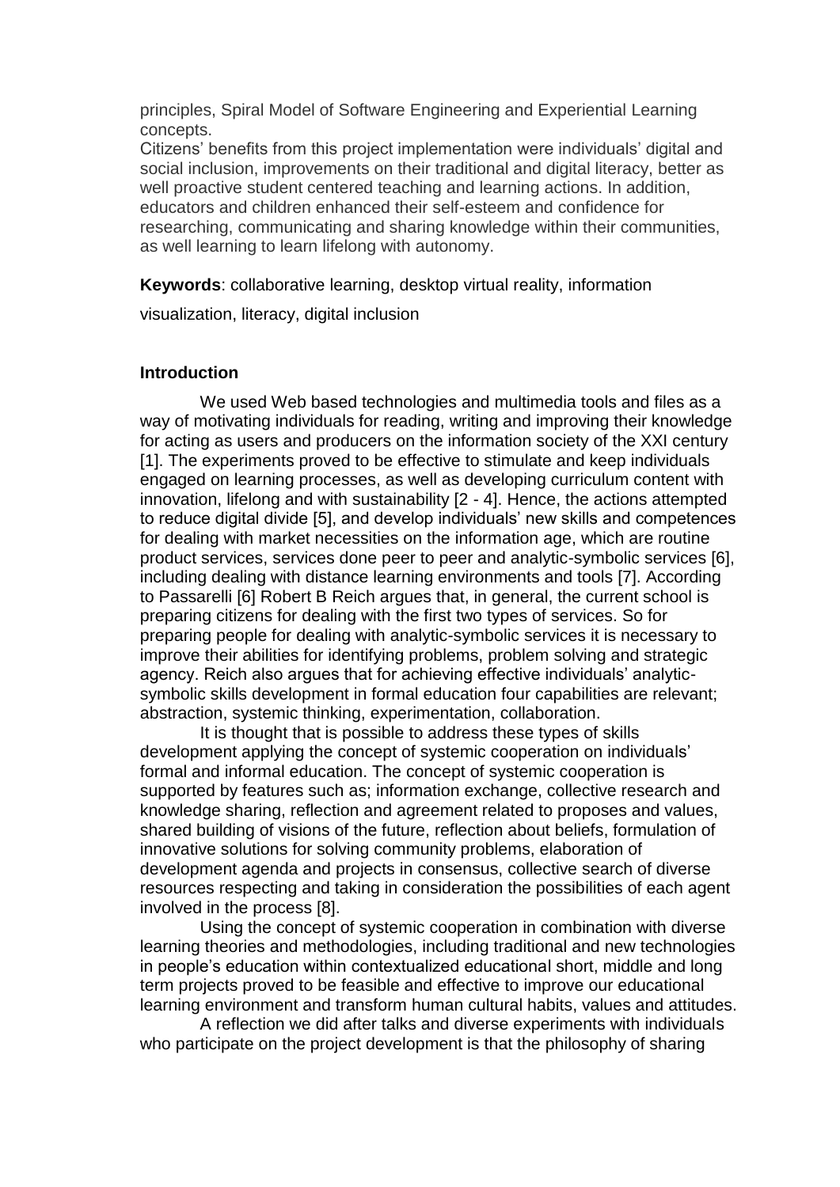principles, Spiral Model of Software Engineering and Experiential Learning concepts.
Citizens' benefits from this project implementation were individuals' digital and social inclusion, improvements on their traditional and digital literacy, better as well proactive student centered teaching and learning actions. In addition, educators and children enhanced their self-esteem and confidence for researching, communicating and sharing knowledge within their communities, as well learning to learn lifelong with autonomy.

**Keywords**: collaborative learning, desktop virtual reality, information visualization, literacy, digital inclusion

## Introduction

We used Web based technologies and multimedia tools and files as a way of motivating individuals for reading, writing and improving their knowledge for acting as users and producers on the information society of the XXI century [1]. The experiments proved to be effective to stimulate and keep individuals engaged on learning processes, as well as developing curriculum content with innovation, lifelong and with sustainability [2 - 4]. Hence, the actions attempted to reduce digital divide [5], and develop individuals' new skills and competences for dealing with market necessities on the information age, which are routine product services, services done peer to peer and analytic-symbolic services [6], including dealing with distance learning environments and tools [7]. According to Passarelli [6] Robert B Reich argues that, in general, the current school is preparing citizens for dealing with the first two types of services. So for preparing people for dealing with analytic-symbolic services it is necessary to improve their abilities for identifying problems, problem solving and strategic agency. Reich also argues that for achieving effective individuals' analytic-symbolic skills development in formal education four capabilities are relevant; abstraction, systemic thinking, experimentation, collaboration.

It is thought that is possible to address these types of skills development applying the concept of systemic cooperation on individuals' formal and informal education. The concept of systemic cooperation is supported by features such as; information exchange, collective research and knowledge sharing, reflection and agreement related to proposes and values, shared building of visions of the future, reflection about beliefs, formulation of innovative solutions for solving community problems, elaboration of development agenda and projects in consensus, collective search of diverse resources respecting and taking in consideration the possibilities of each agent involved in the process [8].

Using the concept of systemic cooperation in combination with diverse learning theories and methodologies, including traditional and new technologies in people's education within contextualized educational short, middle and long term projects proved to be feasible and effective to improve our educational learning environment and transform human cultural habits, values and attitudes.

A reflection we did after talks and diverse experiments with individuals who participate on the project development is that the philosophy of sharing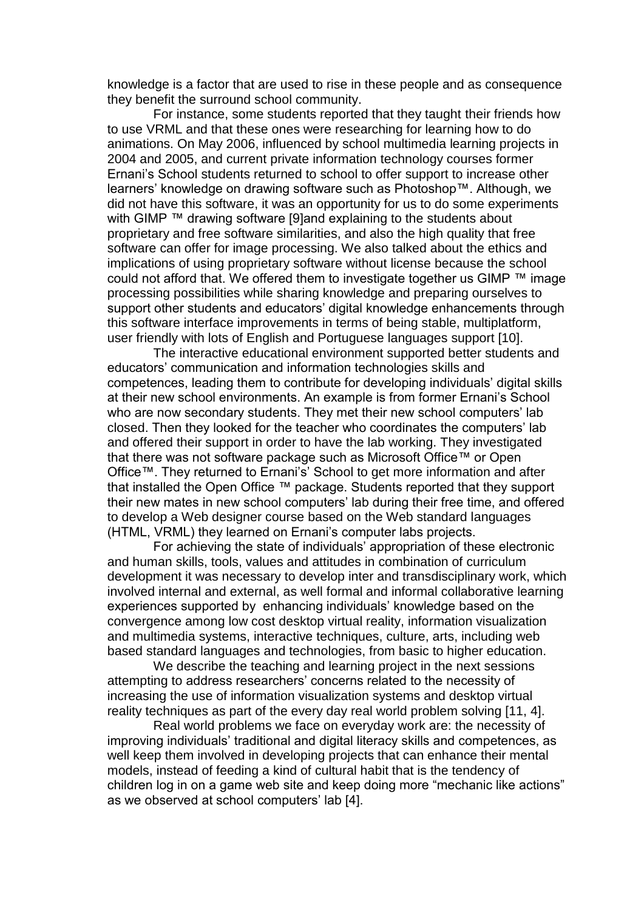knowledge is a factor that are used to rise in these people and as consequence they benefit the surround school community.

For instance, some students reported that they taught their friends how to use VRML and that these ones were researching for learning how to do animations. On May 2006, influenced by school multimedia learning projects in 2004 and 2005, and current private information technology courses former Ernani's School students returned to school to offer support to increase other learners' knowledge on drawing software such as Photoshop™. Although, we did not have this software, it was an opportunity for us to do some experiments with GIMP ™ drawing software [9]and explaining to the students about proprietary and free software similarities, and also the high quality that free software can offer for image processing. We also talked about the ethics and implications of using proprietary software without license because the school could not afford that. We offered them to investigate together us GIMP ™ image processing possibilities while sharing knowledge and preparing ourselves to support other students and educators' digital knowledge enhancements through this software interface improvements in terms of being stable, multiplatform, user friendly with lots of English and Portuguese languages support [10].

The interactive educational environment supported better students and educators' communication and information technologies skills and competences, leading them to contribute for developing individuals' digital skills at their new school environments. An example is from former Ernani's School who are now secondary students. They met their new school computers' lab closed. Then they looked for the teacher who coordinates the computers' lab and offered their support in order to have the lab working. They investigated that there was not software package such as Microsoft Office™ or Open Office™. They returned to Ernani's' School to get more information and after that installed the Open Office ™ package. Students reported that they support their new mates in new school computers' lab during their free time, and offered to develop a Web designer course based on the Web standard languages (HTML, VRML) they learned on Ernani's computer labs projects.

For achieving the state of individuals' appropriation of these electronic and human skills, tools, values and attitudes in combination of curriculum development it was necessary to develop inter and transdisciplinary work, which involved internal and external, as well formal and informal collaborative learning experiences supported by enhancing individuals' knowledge based on the convergence among low cost desktop virtual reality, information visualization and multimedia systems, interactive techniques, culture, arts, including web based standard languages and technologies, from basic to higher education.

We describe the teaching and learning project in the next sessions attempting to address researchers' concerns related to the necessity of increasing the use of information visualization systems and desktop virtual reality techniques as part of the every day real world problem solving [11, 4].

Real world problems we face on everyday work are: the necessity of improving individuals' traditional and digital literacy skills and competences, as well keep them involved in developing projects that can enhance their mental models, instead of feeding a kind of cultural habit that is the tendency of children log in on a game web site and keep doing more "mechanic like actions" as we observed at school computers' lab [4].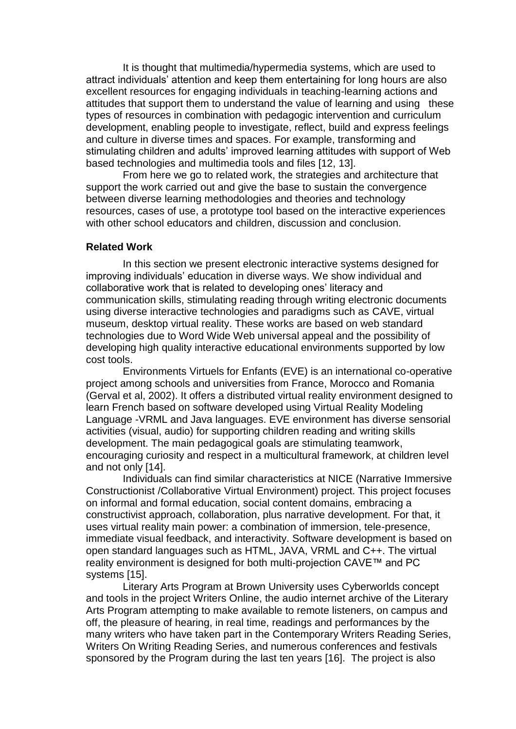It is thought that multimedia/hypermedia systems, which are used to attract individuals' attention and keep them entertaining for long hours are also excellent resources for engaging individuals in teaching-learning actions and attitudes that support them to understand the value of learning and using these types of resources in combination with pedagogic intervention and curriculum development, enabling people to investigate, reflect, build and express feelings and culture in diverse times and spaces. For example, transforming and stimulating children and adults' improved learning attitudes with support of Web based technologies and multimedia tools and files [12, 13].

From here we go to related work, the strategies and architecture that support the work carried out and give the base to sustain the convergence between diverse learning methodologies and theories and technology resources, cases of use, a prototype tool based on the interactive experiences with other school educators and children, discussion and conclusion.

**Related Work**

In this section we present electronic interactive systems designed for improving individuals' education in diverse ways. We show individual and collaborative work that is related to developing ones' literacy and communication skills, stimulating reading through writing electronic documents using diverse interactive technologies and paradigms such as CAVE, virtual museum, desktop virtual reality. These works are based on web standard technologies due to Word Wide Web universal appeal and the possibility of developing high quality interactive educational environments supported by low cost tools.

Environments Virtuels for Enfants (EVE) is an international co-operative project among schools and universities from France, Morocco and Romania (Gerval et al, 2002). It offers a distributed virtual reality environment designed to learn French based on software developed using Virtual Reality Modeling Language -VRML and Java languages. EVE environment has diverse sensorial activities (visual, audio) for supporting children reading and writing skills development. The main pedagogical goals are stimulating teamwork, encouraging curiosity and respect in a multicultural framework, at children level and not only [14].

Individuals can find similar characteristics at NICE (Narrative Immersive Constructionist /Collaborative Virtual Environment) project. This project focuses on informal and formal education, social content domains, embracing a constructivist approach, collaboration, plus narrative development. For that, it uses virtual reality main power: a combination of immersion, tele-presence, immediate visual feedback, and interactivity. Software development is based on open standard languages such as HTML, JAVA, VRML and C++. The virtual reality environment is designed for both multi-projection CAVE™ and PC systems [15].

Literary Arts Program at Brown University uses Cyberworlds concept and tools in the project Writers Online, the audio internet archive of the Literary Arts Program attempting to make available to remote listeners, on campus and off, the pleasure of hearing, in real time, readings and performances by the many writers who have taken part in the Contemporary Writers Reading Series, Writers On Writing Reading Series, and numerous conferences and festivals sponsored by the Program during the last ten years [16]. The project is also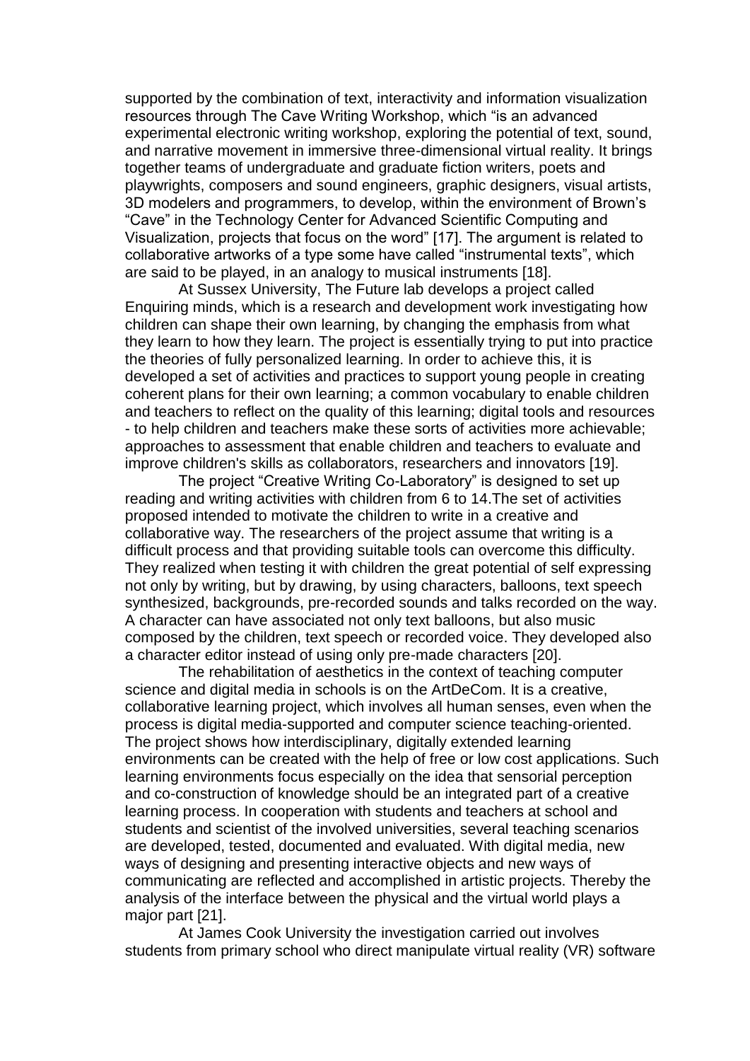supported by the combination of text, interactivity and information visualization resources through The Cave Writing Workshop, which "is an advanced experimental electronic writing workshop, exploring the potential of text, sound, and narrative movement in immersive three-dimensional virtual reality. It brings together teams of undergraduate and graduate fiction writers, poets and playwrights, composers and sound engineers, graphic designers, visual artists, 3D modelers and programmers, to develop, within the environment of Brown's "Cave" in the Technology Center for Advanced Scientific Computing and Visualization, projects that focus on the word" [17]. The argument is related to collaborative artworks of a type some have called "instrumental texts", which are said to be played, in an analogy to musical instruments [18].

At Sussex University, The Future lab develops a project called Enquiring minds, which is a research and development work investigating how children can shape their own learning, by changing the emphasis from what they learn to how they learn. The project is essentially trying to put into practice the theories of fully personalized learning. In order to achieve this, it is developed a set of activities and practices to support young people in creating coherent plans for their own learning; a common vocabulary to enable children and teachers to reflect on the quality of this learning; digital tools and resources - to help children and teachers make these sorts of activities more achievable; approaches to assessment that enable children and teachers to evaluate and improve children's skills as collaborators, researchers and innovators [19].

The project "Creative Writing Co-Laboratory" is designed to set up reading and writing activities with children from 6 to 14.The set of activities proposed intended to motivate the children to write in a creative and collaborative way. The researchers of the project assume that writing is a difficult process and that providing suitable tools can overcome this difficulty. They realized when testing it with children the great potential of self expressing not only by writing, but by drawing, by using characters, balloons, text speech synthesized, backgrounds, pre-recorded sounds and talks recorded on the way. A character can have associated not only text balloons, but also music composed by the children, text speech or recorded voice. They developed also a character editor instead of using only pre-made characters [20].

The rehabilitation of aesthetics in the context of teaching computer science and digital media in schools is on the ArtDeCom. It is a creative, collaborative learning project, which involves all human senses, even when the process is digital media-supported and computer science teaching-oriented. The project shows how interdisciplinary, digitally extended learning environments can be created with the help of free or low cost applications. Such learning environments focus especially on the idea that sensorial perception and co-construction of knowledge should be an integrated part of a creative learning process. In cooperation with students and teachers at school and students and scientist of the involved universities, several teaching scenarios are developed, tested, documented and evaluated. With digital media, new ways of designing and presenting interactive objects and new ways of communicating are reflected and accomplished in artistic projects. Thereby the analysis of the interface between the physical and the virtual world plays a major part [21].

At James Cook University the investigation carried out involves students from primary school who direct manipulate virtual reality (VR) software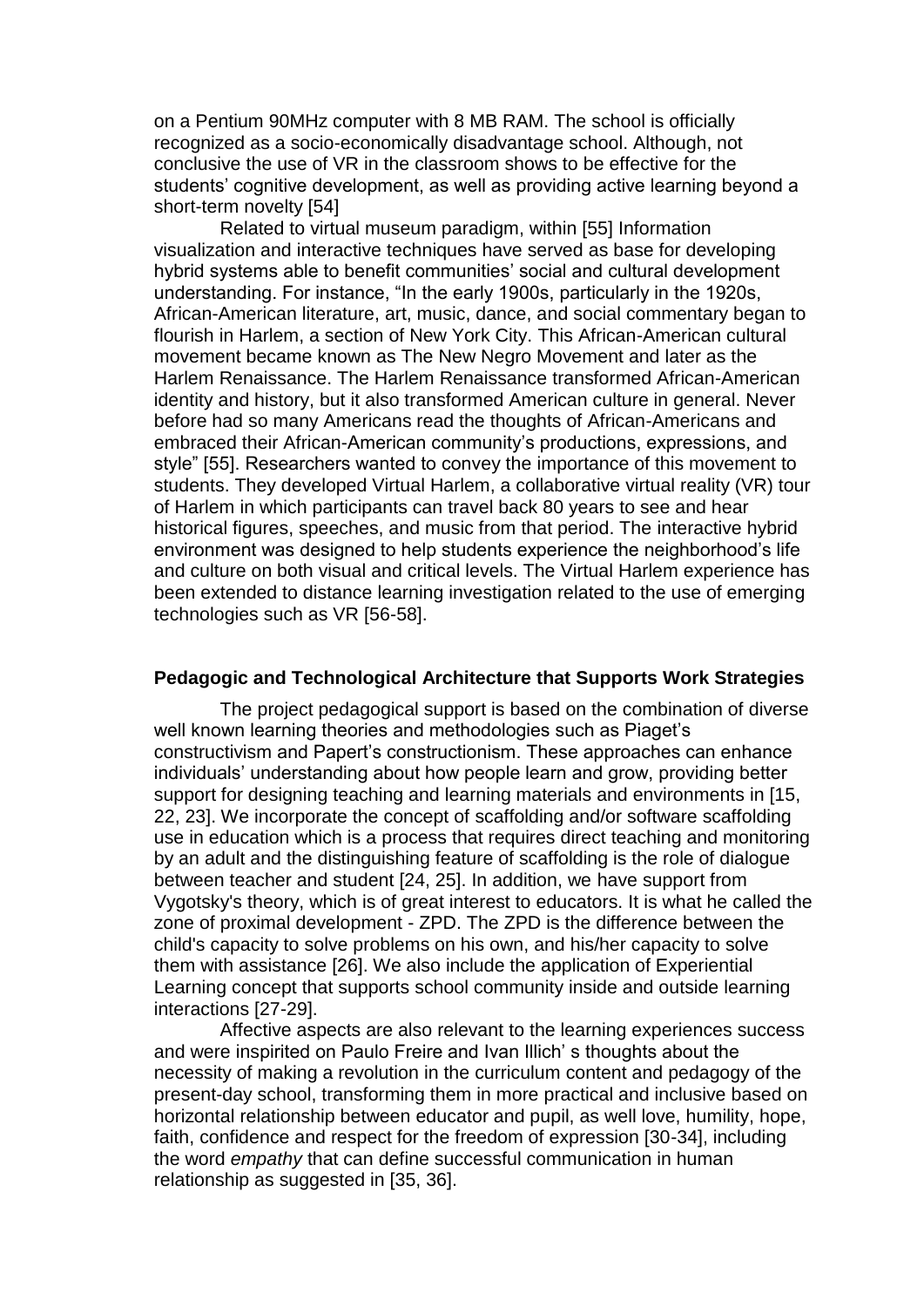on a Pentium 90MHz computer with 8 MB RAM. The school is officially recognized as a socio-economically disadvantage school. Although, not conclusive the use of VR in the classroom shows to be effective for the students' cognitive development, as well as providing active learning beyond a short-term novelty [54]

Related to virtual museum paradigm, within [55] Information visualization and interactive techniques have served as base for developing hybrid systems able to benefit communities' social and cultural development understanding. For instance, "In the early 1900s, particularly in the 1920s, African-American literature, art, music, dance, and social commentary began to flourish in Harlem, a section of New York City. This African-American cultural movement became known as The New Negro Movement and later as the Harlem Renaissance. The Harlem Renaissance transformed African-American identity and history, but it also transformed American culture in general. Never before had so many Americans read the thoughts of African-Americans and embraced their African-American community's productions, expressions, and style" [55]. Researchers wanted to convey the importance of this movement to students. They developed Virtual Harlem, a collaborative virtual reality (VR) tour of Harlem in which participants can travel back 80 years to see and hear historical figures, speeches, and music from that period. The interactive hybrid environment was designed to help students experience the neighborhood's life and culture on both visual and critical levels. The Virtual Harlem experience has been extended to distance learning investigation related to the use of emerging technologies such as VR [56-58].

### Pedagogic and Technological Architecture that Supports Work Strategies

The project pedagogical support is based on the combination of diverse well known learning theories and methodologies such as Piaget's constructivism and Papert's constructionism. These approaches can enhance individuals' understanding about how people learn and grow, providing better support for designing teaching and learning materials and environments in [15, 22, 23]. We incorporate the concept of scaffolding and/or software scaffolding use in education which is a process that requires direct teaching and monitoring by an adult and the distinguishing feature of scaffolding is the role of dialogue between teacher and student [24, 25]. In addition, we have support from Vygotsky's theory, which is of great interest to educators. It is what he called the zone of proximal development - ZPD. The ZPD is the difference between the child's capacity to solve problems on his own, and his/her capacity to solve them with assistance [26]. We also include the application of Experiential Learning concept that supports school community inside and outside learning interactions [27-29].

Affective aspects are also relevant to the learning experiences success and were inspirited on Paulo Freire and Ivan Illich' s thoughts about the necessity of making a revolution in the curriculum content and pedagogy of the present-day school, transforming them in more practical and inclusive based on horizontal relationship between educator and pupil, as well love, humility, hope, faith, confidence and respect for the freedom of expression [30-34], including the word *empathy* that can define successful communication in human relationship as suggested in [35, 36].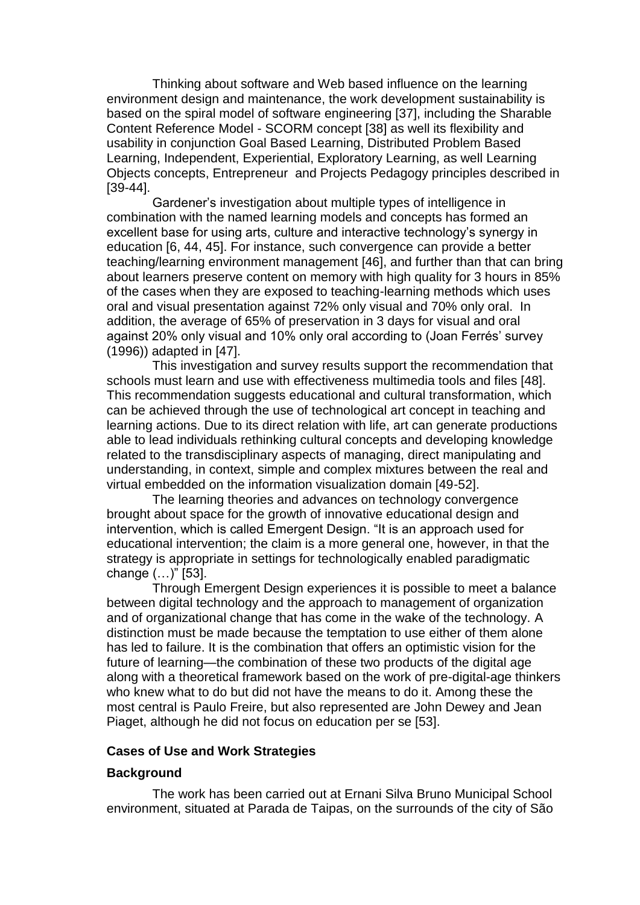Thinking about software and Web based influence on the learning environment design and maintenance, the work development sustainability is based on the spiral model of software engineering [37], including the Sharable Content Reference Model - SCORM concept [38] as well its flexibility and usability in conjunction Goal Based Learning, Distributed Problem Based Learning, Independent, Experiential, Exploratory Learning, as well Learning Objects concepts, Entrepreneur and Projects Pedagogy principles described in [39-44].

Gardener's investigation about multiple types of intelligence in combination with the named learning models and concepts has formed an excellent base for using arts, culture and interactive technology's synergy in education [6, 44, 45]. For instance, such convergence can provide a better teaching/learning environment management [46], and further than that can bring about learners preserve content on memory with high quality for 3 hours in 85% of the cases when they are exposed to teaching-learning methods which uses oral and visual presentation against 72% only visual and 70% only oral. In addition, the average of 65% of preservation in 3 days for visual and oral against 20% only visual and 10% only oral according to (Joan Ferrés' survey (1996)) adapted in [47].

This investigation and survey results support the recommendation that schools must learn and use with effectiveness multimedia tools and files [48]. This recommendation suggests educational and cultural transformation, which can be achieved through the use of technological art concept in teaching and learning actions. Due to its direct relation with life, art can generate productions able to lead individuals rethinking cultural concepts and developing knowledge related to the transdisciplinary aspects of managing, direct manipulating and understanding, in context, simple and complex mixtures between the real and virtual embedded on the information visualization domain [49-52].

The learning theories and advances on technology convergence brought about space for the growth of innovative educational design and intervention, which is called Emergent Design. "It is an approach used for educational intervention; the claim is a more general one, however, in that the strategy is appropriate in settings for technologically enabled paradigmatic change (…)" [53].

Through Emergent Design experiences it is possible to meet a balance between digital technology and the approach to management of organization and of organizational change that has come in the wake of the technology. A distinction must be made because the temptation to use either of them alone has led to failure. It is the combination that offers an optimistic vision for the future of learning—the combination of these two products of the digital age along with a theoretical framework based on the work of pre-digital-age thinkers who knew what to do but did not have the means to do it. Among these the most central is Paulo Freire, but also represented are John Dewey and Jean Piaget, although he did not focus on education per se [53].

**Cases of Use and Work Strategies**

**Background**

The work has been carried out at Ernani Silva Bruno Municipal School environment, situated at Parada de Taipas, on the surrounds of the city of São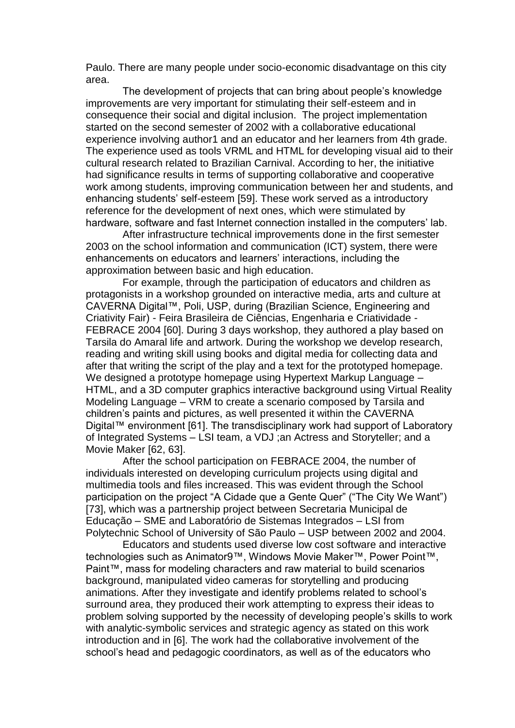Paulo. There are many people under socio-economic disadvantage on this city area.

The development of projects that can bring about people's knowledge improvements are very important for stimulating their self-esteem and in consequence their social and digital inclusion. The project implementation started on the second semester of 2002 with a collaborative educational experience involving author1 and an educator and her learners from 4th grade. The experience used as tools VRML and HTML for developing visual aid to their cultural research related to Brazilian Carnival. According to her, the initiative had significance results in terms of supporting collaborative and cooperative work among students, improving communication between her and students, and enhancing students' self-esteem [59]. These work served as a introductory reference for the development of next ones, which were stimulated by hardware, software and fast Internet connection installed in the computers' lab.

After infrastructure technical improvements done in the first semester 2003 on the school information and communication (ICT) system, there were enhancements on educators and learners' interactions, including the approximation between basic and high education.

For example, through the participation of educators and children as protagonists in a workshop grounded on interactive media, arts and culture at CAVERNA Digital™, Poli, USP, during (Brazilian Science, Engineering and Criativity Fair) - Feira Brasileira de Ciências, Engenharia e Criatividade - FEBRACE 2004 [60]. During 3 days workshop, they authored a play based on Tarsila do Amaral life and artwork. During the workshop we develop research, reading and writing skill using books and digital media for collecting data and after that writing the script of the play and a text for the prototyped homepage. We designed a prototype homepage using Hypertext Markup Language – HTML, and a 3D computer graphics interactive background using Virtual Reality Modeling Language – VRM to create a scenario composed by Tarsila and children's paints and pictures, as well presented it within the CAVERNA Digital™ environment [61]. The transdisciplinary work had support of Laboratory of Integrated Systems – LSI team, a VDJ ;an Actress and Storyteller; and a Movie Maker [62, 63].

After the school participation on FEBRACE 2004, the number of individuals interested on developing curriculum projects using digital and multimedia tools and files increased. This was evident through the School participation on the project "A Cidade que a Gente Quer" ("The City We Want") [73], which was a partnership project between Secretaria Municipal de Educação – SME and Laboratório de Sistemas Integrados – LSI from Polytechnic School of University of São Paulo – USP between 2002 and 2004.

Educators and students used diverse low cost software and interactive technologies such as Animator9™, Windows Movie Maker™, Power Point™, Paint™, mass for modeling characters and raw material to build scenarios background, manipulated video cameras for storytelling and producing animations. After they investigate and identify problems related to school's surround area, they produced their work attempting to express their ideas to problem solving supported by the necessity of developing people's skills to work with analytic-symbolic services and strategic agency as stated on this work introduction and in [6]. The work had the collaborative involvement of the school's head and pedagogic coordinators, as well as of the educators who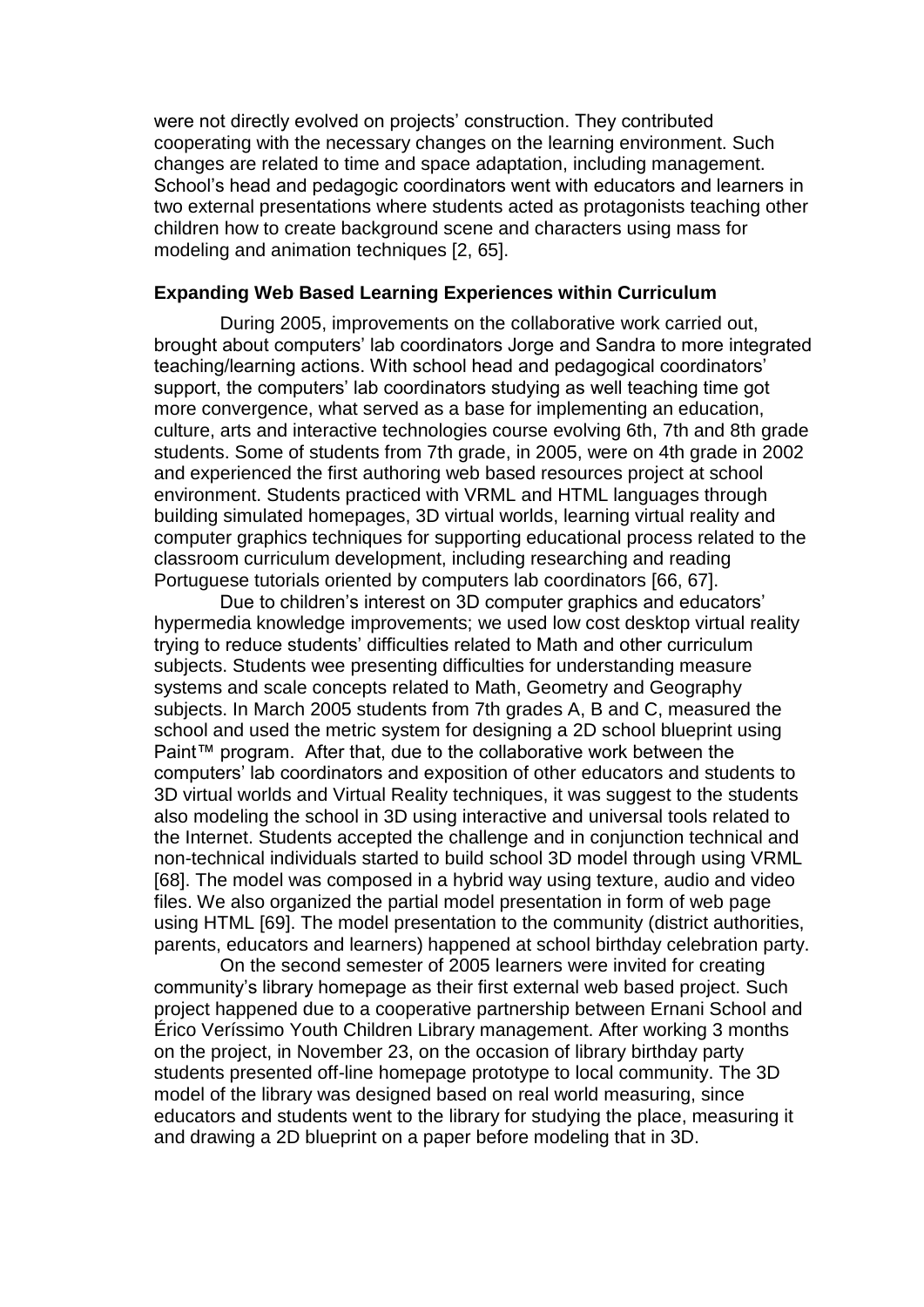were not directly evolved on projects' construction. They contributed cooperating with the necessary changes on the learning environment. Such changes are related to time and space adaptation, including management. School's head and pedagogic coordinators went with educators and learners in two external presentations where students acted as protagonists teaching other children how to create background scene and characters using mass for modeling and animation techniques [2, 65].

**Expanding Web Based Learning Experiences within Curriculum**

During 2005, improvements on the collaborative work carried out, brought about computers' lab coordinators Jorge and Sandra to more integrated teaching/learning actions. With school head and pedagogical coordinators' support, the computers' lab coordinators studying as well teaching time got more convergence, what served as a base for implementing an education, culture, arts and interactive technologies course evolving 6th, 7th and 8th grade students. Some of students from 7th grade, in 2005, were on 4th grade in 2002 and experienced the first authoring web based resources project at school environment. Students practiced with VRML and HTML languages through building simulated homepages, 3D virtual worlds, learning virtual reality and computer graphics techniques for supporting educational process related to the classroom curriculum development, including researching and reading Portuguese tutorials oriented by computers lab coordinators [66, 67].

Due to children's interest on 3D computer graphics and educators' hypermedia knowledge improvements; we used low cost desktop virtual reality trying to reduce students' difficulties related to Math and other curriculum subjects. Students wee presenting difficulties for understanding measure systems and scale concepts related to Math, Geometry and Geography subjects. In March 2005 students from 7th grades A, B and C, measured the school and used the metric system for designing a 2D school blueprint using Paint™ program. After that, due to the collaborative work between the computers' lab coordinators and exposition of other educators and students to 3D virtual worlds and Virtual Reality techniques, it was suggest to the students also modeling the school in 3D using interactive and universal tools related to the Internet. Students accepted the challenge and in conjunction technical and non-technical individuals started to build school 3D model through using VRML [68]. The model was composed in a hybrid way using texture, audio and video files. We also organized the partial model presentation in form of web page using HTML [69]. The model presentation to the community (district authorities, parents, educators and learners) happened at school birthday celebration party.

On the second semester of 2005 learners were invited for creating community's library homepage as their first external web based project. Such project happened due to a cooperative partnership between Ernani School and Érico Veríssimo Youth Children Library management. After working 3 months on the project, in November 23, on the occasion of library birthday party students presented off-line homepage prototype to local community. The 3D model of the library was designed based on real world measuring, since educators and students went to the library for studying the place, measuring it and drawing a 2D blueprint on a paper before modeling that in 3D.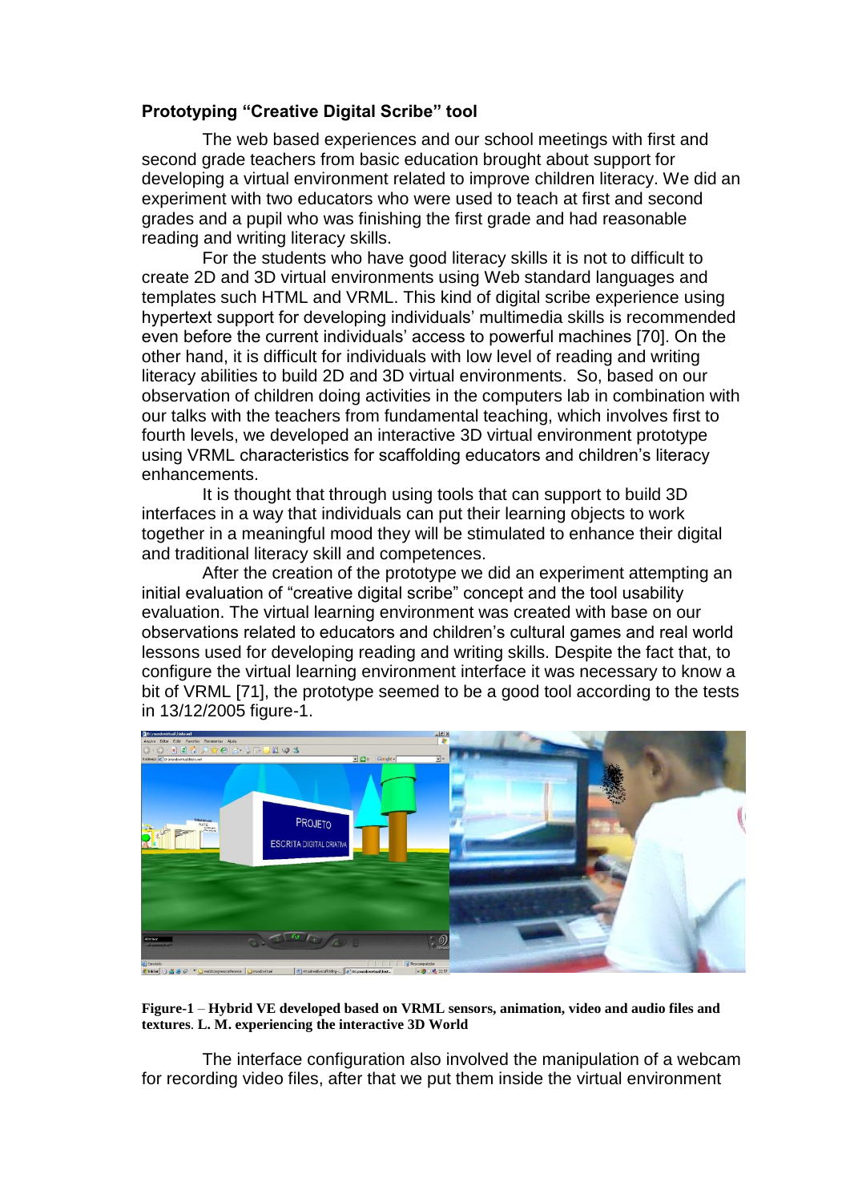### Prototyping "Creative Digital Scribe" tool

The web based experiences and our school meetings with first and second grade teachers from basic education brought about support for developing a virtual environment related to improve children literacy. We did an experiment with two educators who were used to teach at first and second grades and a pupil who was finishing the first grade and had reasonable reading and writing literacy skills.

For the students who have good literacy skills it is not to difficult to create 2D and 3D virtual environments using Web standard languages and templates such HTML and VRML. This kind of digital scribe experience using hypertext support for developing individuals' multimedia skills is recommended even before the current individuals' access to powerful machines [70]. On the other hand, it is difficult for individuals with low level of reading and writing literacy abilities to build 2D and 3D virtual environments. So, based on our observation of children doing activities in the computers lab in combination with our talks with the teachers from fundamental teaching, which involves first to fourth levels, we developed an interactive 3D virtual environment prototype using VRML characteristics for scaffolding educators and children's literacy enhancements.

It is thought that through using tools that can support to build 3D interfaces in a way that individuals can put their learning objects to work together in a meaningful mood they will be stimulated to enhance their digital and traditional literacy skill and competences.

After the creation of the prototype we did an experiment attempting an initial evaluation of "creative digital scribe" concept and the tool usability evaluation. The virtual learning environment was created with base on our observations related to educators and children's cultural games and real world lessons used for developing reading and writing skills. Despite the fact that, to configure the virtual learning environment interface it was necessary to know a bit of VRML [71], the prototype seemed to be a good tool according to the tests in 13/12/2005 figure-1.

**Figure-1** – **Hybrid VE developed based on VRML sensors, animation, video and audio files and textures**. **L. M. experiencing the interactive 3D World**

The interface configuration also involved the manipulation of a webcam for recording video files, after that we put them inside the virtual environment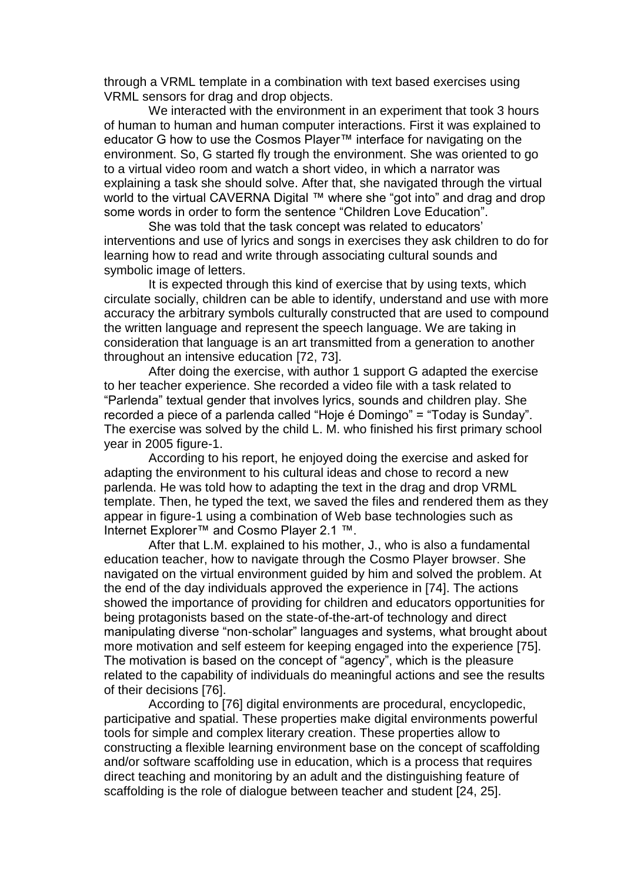through a VRML template in a combination with text based exercises using VRML sensors for drag and drop objects.

We interacted with the environment in an experiment that took 3 hours of human to human and human computer interactions. First it was explained to educator G how to use the Cosmos Player™ interface for navigating on the environment. So, G started fly trough the environment. She was oriented to go to a virtual video room and watch a short video, in which a narrator was explaining a task she should solve. After that, she navigated through the virtual world to the virtual CAVERNA Digital ™ where she "got into" and drag and drop some words in order to form the sentence "Children Love Education".

She was told that the task concept was related to educators' interventions and use of lyrics and songs in exercises they ask children to do for learning how to read and write through associating cultural sounds and symbolic image of letters.

It is expected through this kind of exercise that by using texts, which circulate socially, children can be able to identify, understand and use with more accuracy the arbitrary symbols culturally constructed that are used to compound the written language and represent the speech language. We are taking in consideration that language is an art transmitted from a generation to another throughout an intensive education [72, 73].

After doing the exercise, with author 1 support G adapted the exercise to her teacher experience. She recorded a video file with a task related to "Parlenda" textual gender that involves lyrics, sounds and children play. She recorded a piece of a parlenda called "Hoje é Domingo" = "Today is Sunday". The exercise was solved by the child L. M. who finished his first primary school year in 2005 figure-1.

According to his report, he enjoyed doing the exercise and asked for adapting the environment to his cultural ideas and chose to record a new parlenda. He was told how to adapting the text in the drag and drop VRML template. Then, he typed the text, we saved the files and rendered them as they appear in figure-1 using a combination of Web base technologies such as Internet Explorer™ and Cosmo Player 2.1 ™.

After that L.M. explained to his mother, J., who is also a fundamental education teacher, how to navigate through the Cosmo Player browser. She navigated on the virtual environment guided by him and solved the problem. At the end of the day individuals approved the experience in [74]. The actions showed the importance of providing for children and educators opportunities for being protagonists based on the state-of-the-art-of technology and direct manipulating diverse "non-scholar" languages and systems, what brought about more motivation and self esteem for keeping engaged into the experience [75]. The motivation is based on the concept of "agency", which is the pleasure related to the capability of individuals do meaningful actions and see the results of their decisions [76].

According to [76] digital environments are procedural, encyclopedic, participative and spatial. These properties make digital environments powerful tools for simple and complex literary creation. These properties allow to constructing a flexible learning environment base on the concept of scaffolding and/or software scaffolding use in education, which is a process that requires direct teaching and monitoring by an adult and the distinguishing feature of scaffolding is the role of dialogue between teacher and student [24, 25].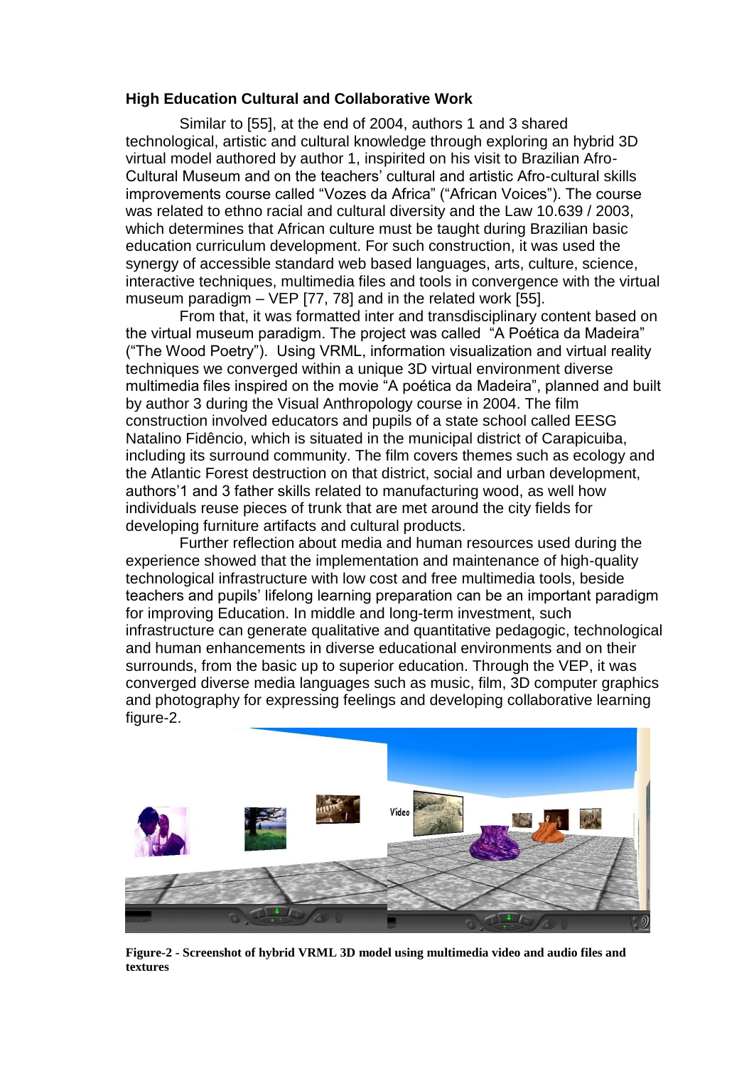**High Education Cultural and Collaborative Work**

Similar to [55], at the end of 2004, authors 1 and 3 shared technological, artistic and cultural knowledge through exploring an hybrid 3D virtual model authored by author 1, inspirited on his visit to Brazilian Afro-Cultural Museum and on the teachers' cultural and artistic Afro-cultural skills improvements course called "Vozes da Africa" ("African Voices"). The course was related to ethno racial and cultural diversity and the Law 10.639 / 2003, which determines that African culture must be taught during Brazilian basic education curriculum development. For such construction, it was used the synergy of accessible standard web based languages, arts, culture, science, interactive techniques, multimedia files and tools in convergence with the virtual museum paradigm – VEP [77, 78] and in the related work [55].

From that, it was formatted inter and transdisciplinary content based on the virtual museum paradigm. The project was called "A Poética da Madeira" ("The Wood Poetry"). Using VRML, information visualization and virtual reality techniques we converged within a unique 3D virtual environment diverse multimedia files inspired on the movie "A poética da Madeira", planned and built by author 3 during the Visual Anthropology course in 2004. The film construction involved educators and pupils of a state school called EESG Natalino Fidêncio, which is situated in the municipal district of Carapicuiba, including its surround community. The film covers themes such as ecology and the Atlantic Forest destruction on that district, social and urban development, authors'1 and 3 father skills related to manufacturing wood, as well how individuals reuse pieces of trunk that are met around the city fields for developing furniture artifacts and cultural products.

Further reflection about media and human resources used during the experience showed that the implementation and maintenance of high-quality technological infrastructure with low cost and free multimedia tools, beside teachers and pupils' lifelong learning preparation can be an important paradigm for improving Education. In middle and long-term investment, such infrastructure can generate qualitative and quantitative pedagogic, technological and human enhancements in diverse educational environments and on their surrounds, from the basic up to superior education. Through the VEP, it was converged diverse media languages such as music, film, 3D computer graphics and photography for expressing feelings and developing collaborative learning figure-2.

**Figure-2 - Screenshot of hybrid VRML 3D model using multimedia video and audio files and textures**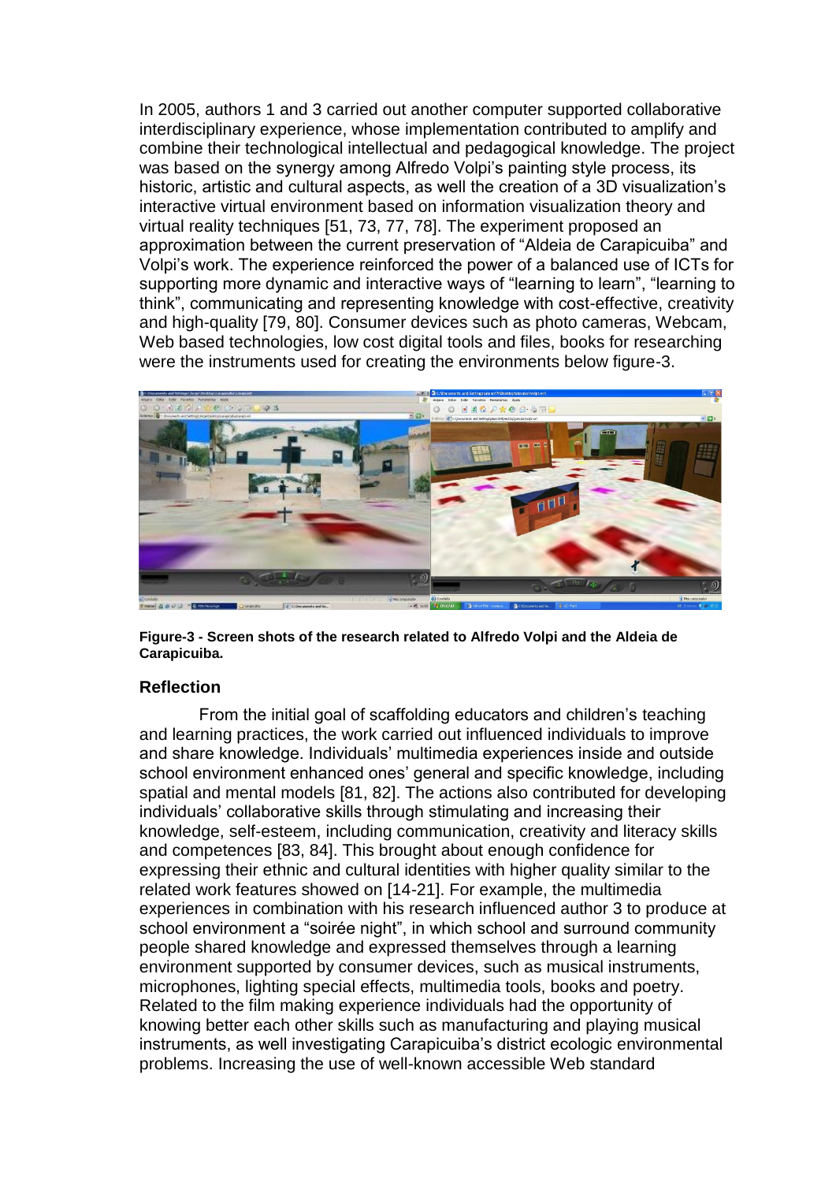In 2005, authors 1 and 3 carried out another computer supported collaborative interdisciplinary experience, whose implementation contributed to amplify and combine their technological intellectual and pedagogical knowledge. The project was based on the synergy among Alfredo Volpi's painting style process, its historic, artistic and cultural aspects, as well the creation of a 3D visualization's interactive virtual environment based on information visualization theory and virtual reality techniques [51, 73, 77, 78]. The experiment proposed an approximation between the current preservation of "Aldeia de Carapicuiba" and Volpi's work. The experience reinforced the power of a balanced use of ICTs for supporting more dynamic and interactive ways of "learning to learn", "learning to think", communicating and representing knowledge with cost-effective, creativity and high-quality [79, 80]. Consumer devices such as photo cameras, Webcam, Web based technologies, low cost digital tools and files, books for researching were the instruments used for creating the environments below figure-3.

**Figure-3 - Screen shots of the research related to Alfredo Volpi and the Aldeia de Carapicuiba.**

## Reflection

From the initial goal of scaffolding educators and children's teaching and learning practices, the work carried out influenced individuals to improve and share knowledge. Individuals' multimedia experiences inside and outside school environment enhanced ones' general and specific knowledge, including spatial and mental models [81, 82]. The actions also contributed for developing individuals' collaborative skills through stimulating and increasing their knowledge, self-esteem, including communication, creativity and literacy skills and competences [83, 84]. This brought about enough confidence for expressing their ethnic and cultural identities with higher quality similar to the related work features showed on [14-21]. For example, the multimedia experiences in combination with his research influenced author 3 to produce at school environment a "soirée night", in which school and surround community people shared knowledge and expressed themselves through a learning environment supported by consumer devices, such as musical instruments, microphones, lighting special effects, multimedia tools, books and poetry. Related to the film making experience individuals had the opportunity of knowing better each other skills such as manufacturing and playing musical instruments, as well investigating Carapicuiba's district ecologic environmental problems. Increasing the use of well-known accessible Web standard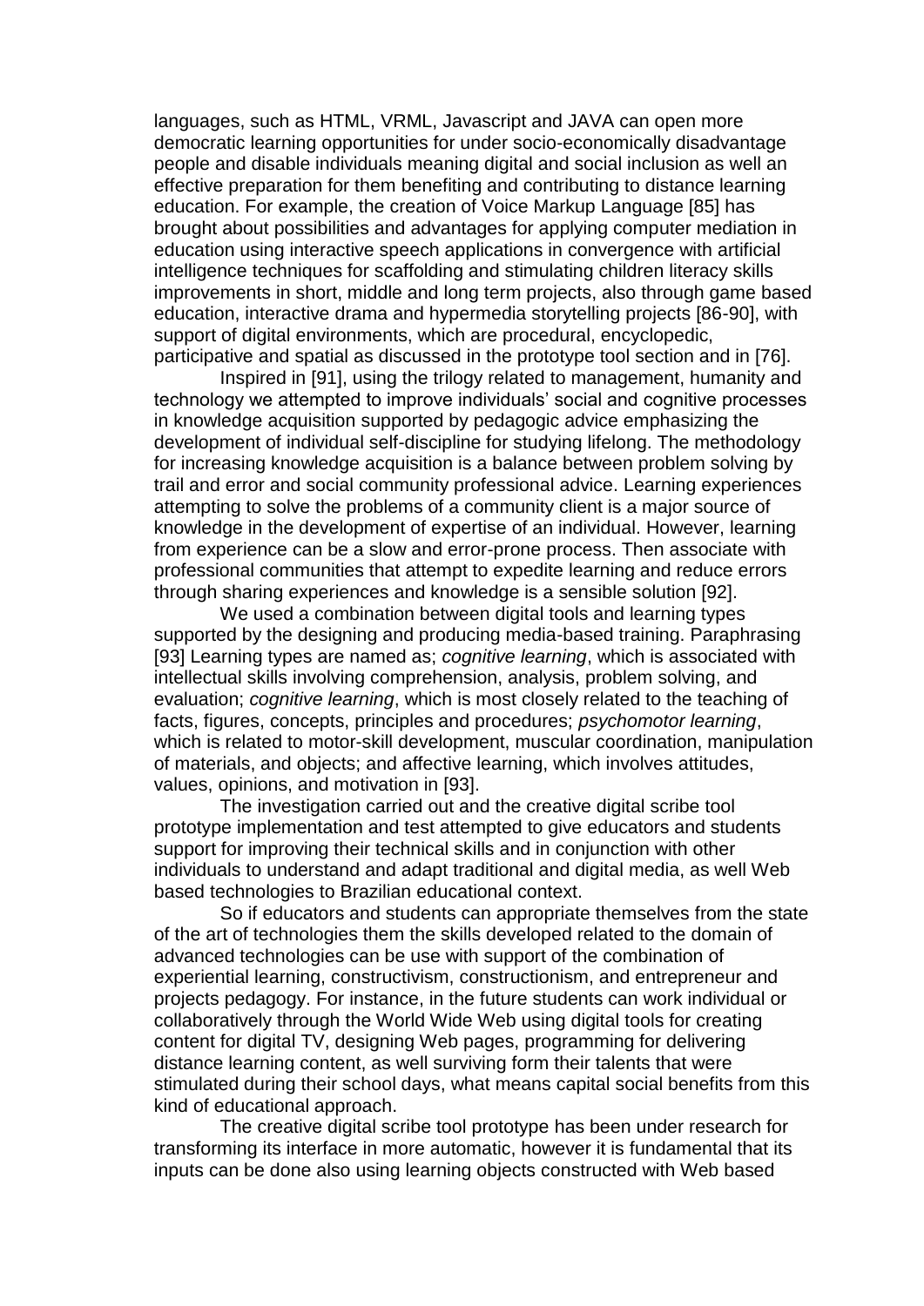languages, such as HTML, VRML, Javascript and JAVA can open more democratic learning opportunities for under socio-economically disadvantage people and disable individuals meaning digital and social inclusion as well an effective preparation for them benefiting and contributing to distance learning education. For example, the creation of Voice Markup Language [85] has brought about possibilities and advantages for applying computer mediation in education using interactive speech applications in convergence with artificial intelligence techniques for scaffolding and stimulating children literacy skills improvements in short, middle and long term projects, also through game based education, interactive drama and hypermedia storytelling projects [86-90], with support of digital environments, which are procedural, encyclopedic, participative and spatial as discussed in the prototype tool section and in [76].

Inspired in [91], using the trilogy related to management, humanity and technology we attempted to improve individuals' social and cognitive processes in knowledge acquisition supported by pedagogic advice emphasizing the development of individual self-discipline for studying lifelong. The methodology for increasing knowledge acquisition is a balance between problem solving by trail and error and social community professional advice. Learning experiences attempting to solve the problems of a community client is a major source of knowledge in the development of expertise of an individual. However, learning from experience can be a slow and error-prone process. Then associate with professional communities that attempt to expedite learning and reduce errors through sharing experiences and knowledge is a sensible solution [92].

We used a combination between digital tools and learning types supported by the designing and producing media-based training. Paraphrasing [93] Learning types are named as; *cognitive learning*, which is associated with intellectual skills involving comprehension, analysis, problem solving, and evaluation; *cognitive learning*, which is most closely related to the teaching of facts, figures, concepts, principles and procedures; *psychomotor learning*, which is related to motor-skill development, muscular coordination, manipulation of materials, and objects; and affective learning, which involves attitudes, values, opinions, and motivation in [93].

The investigation carried out and the creative digital scribe tool prototype implementation and test attempted to give educators and students support for improving their technical skills and in conjunction with other individuals to understand and adapt traditional and digital media, as well Web based technologies to Brazilian educational context.

So if educators and students can appropriate themselves from the state of the art of technologies them the skills developed related to the domain of advanced technologies can be use with support of the combination of experiential learning, constructivism, constructionism, and entrepreneur and projects pedagogy. For instance, in the future students can work individual or collaboratively through the World Wide Web using digital tools for creating content for digital TV, designing Web pages, programming for delivering distance learning content, as well surviving form their talents that were stimulated during their school days, what means capital social benefits from this kind of educational approach.

The creative digital scribe tool prototype has been under research for transforming its interface in more automatic, however it is fundamental that its inputs can be done also using learning objects constructed with Web based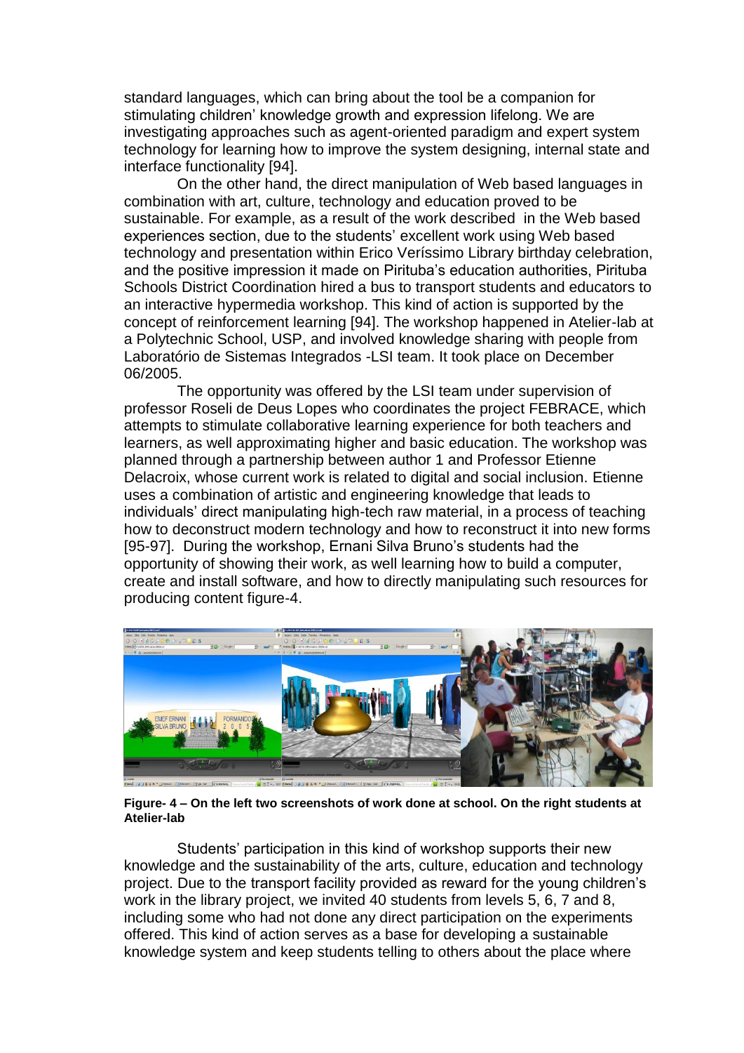standard languages, which can bring about the tool be a companion for stimulating children' knowledge growth and expression lifelong. We are investigating approaches such as agent-oriented paradigm and expert system technology for learning how to improve the system designing, internal state and interface functionality [94].

On the other hand, the direct manipulation of Web based languages in combination with art, culture, technology and education proved to be sustainable. For example, as a result of the work described in the Web based experiences section, due to the students' excellent work using Web based technology and presentation within Erico Veríssimo Library birthday celebration, and the positive impression it made on Pirituba's education authorities, Pirituba Schools District Coordination hired a bus to transport students and educators to an interactive hypermedia workshop. This kind of action is supported by the concept of reinforcement learning [94]. The workshop happened in Atelier-lab at a Polytechnic School, USP, and involved knowledge sharing with people from Laboratório de Sistemas Integrados -LSI team. It took place on December 06/2005.

The opportunity was offered by the LSI team under supervision of professor Roseli de Deus Lopes who coordinates the project FEBRACE, which attempts to stimulate collaborative learning experience for both teachers and learners, as well approximating higher and basic education. The workshop was planned through a partnership between author 1 and Professor Etienne Delacroix, whose current work is related to digital and social inclusion. Etienne uses a combination of artistic and engineering knowledge that leads to individuals' direct manipulating high-tech raw material, in a process of teaching how to deconstruct modern technology and how to reconstruct it into new forms [95-97]. During the workshop, Ernani Silva Bruno's students had the opportunity of showing their work, as well learning how to build a computer, create and install software, and how to directly manipulating such resources for producing content figure-4.

**Figure- 4 – On the left two screenshots of work done at school. On the right students at Atelier-lab**

Students' participation in this kind of workshop supports their new knowledge and the sustainability of the arts, culture, education and technology project. Due to the transport facility provided as reward for the young children's work in the library project, we invited 40 students from levels 5, 6, 7 and 8, including some who had not done any direct participation on the experiments offered. This kind of action serves as a base for developing a sustainable knowledge system and keep students telling to others about the place where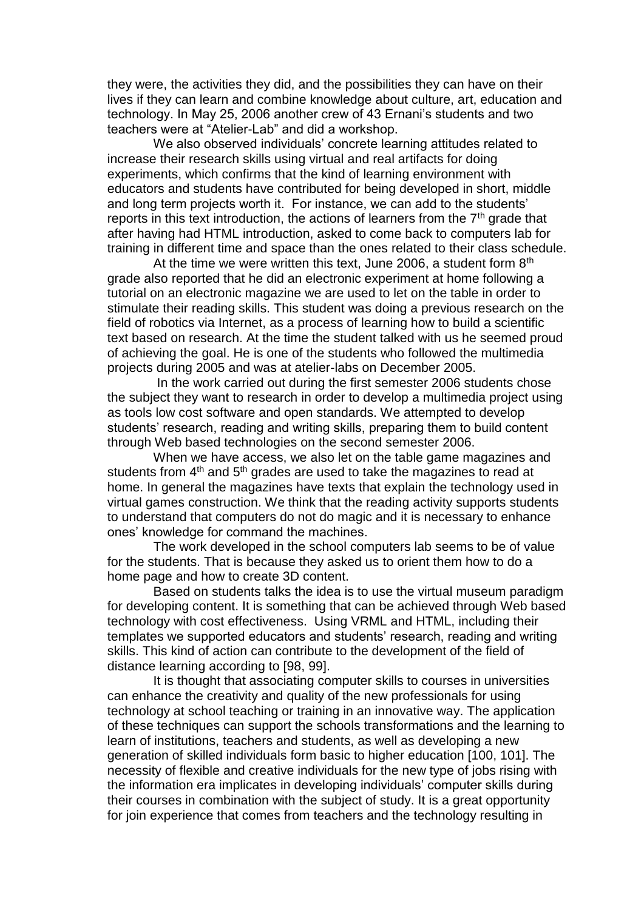they were, the activities they did, and the possibilities they can have on their lives if they can learn and combine knowledge about culture, art, education and technology. In May 25, 2006 another crew of 43 Ernani's students and two teachers were at "Atelier-Lab" and did a workshop.

We also observed individuals' concrete learning attitudes related to increase their research skills using virtual and real artifacts for doing experiments, which confirms that the kind of learning environment with educators and students have contributed for being developed in short, middle and long term projects worth it. For instance, we can add to the students' reports in this text introduction, the actions of learners from the 7th grade that after having had HTML introduction, asked to come back to computers lab for training in different time and space than the ones related to their class schedule.

At the time we were written this text, June 2006, a student form 8th grade also reported that he did an electronic experiment at home following a tutorial on an electronic magazine we are used to let on the table in order to stimulate their reading skills. This student was doing a previous research on the field of robotics via Internet, as a process of learning how to build a scientific text based on research. At the time the student talked with us he seemed proud of achieving the goal. He is one of the students who followed the multimedia projects during 2005 and was at atelier-labs on December 2005.

In the work carried out during the first semester 2006 students chose the subject they want to research in order to develop a multimedia project using as tools low cost software and open standards. We attempted to develop students' research, reading and writing skills, preparing them to build content through Web based technologies on the second semester 2006.

When we have access, we also let on the table game magazines and students from 4th and 5th grades are used to take the magazines to read at home. In general the magazines have texts that explain the technology used in virtual games construction. We think that the reading activity supports students to understand that computers do not do magic and it is necessary to enhance ones' knowledge for command the machines.

The work developed in the school computers lab seems to be of value for the students. That is because they asked us to orient them how to do a home page and how to create 3D content.

Based on students talks the idea is to use the virtual museum paradigm for developing content. It is something that can be achieved through Web based technology with cost effectiveness. Using VRML and HTML, including their templates we supported educators and students' research, reading and writing skills. This kind of action can contribute to the development of the field of distance learning according to [98, 99].

It is thought that associating computer skills to courses in universities can enhance the creativity and quality of the new professionals for using technology at school teaching or training in an innovative way. The application of these techniques can support the schools transformations and the learning to learn of institutions, teachers and students, as well as developing a new generation of skilled individuals form basic to higher education [100, 101]. The necessity of flexible and creative individuals for the new type of jobs rising with the information era implicates in developing individuals' computer skills during their courses in combination with the subject of study. It is a great opportunity for join experience that comes from teachers and the technology resulting in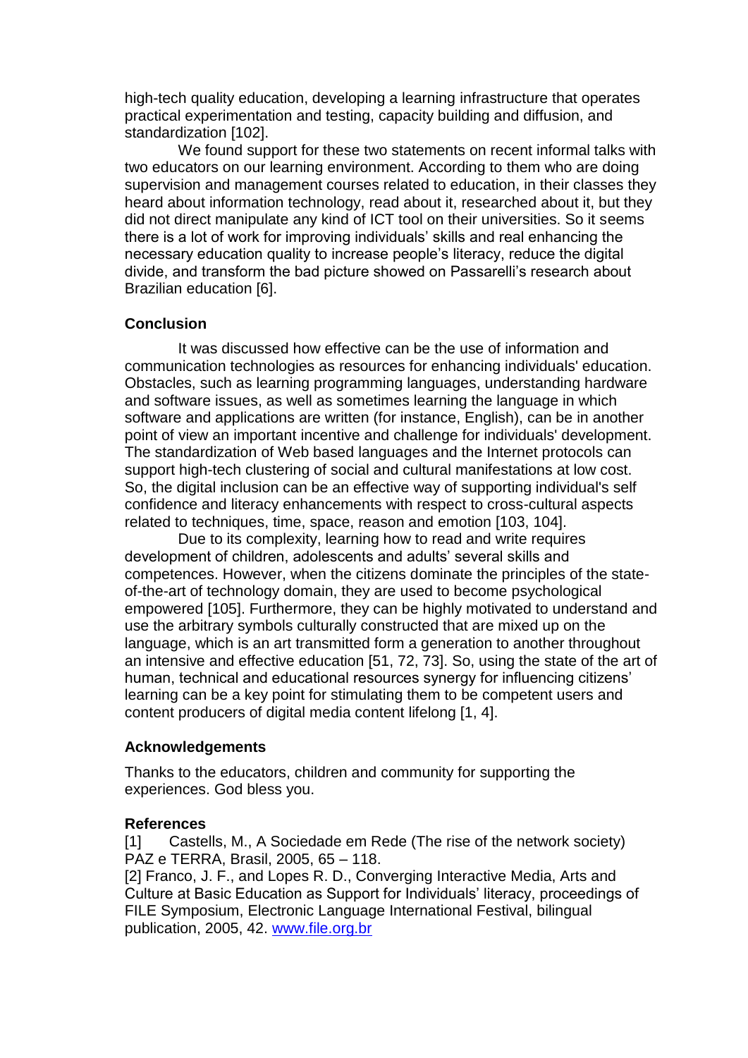high-tech quality education, developing a learning infrastructure that operates practical experimentation and testing, capacity building and diffusion, and standardization [102].

We found support for these two statements on recent informal talks with two educators on our learning environment. According to them who are doing supervision and management courses related to education, in their classes they heard about information technology, read about it, researched about it, but they did not direct manipulate any kind of ICT tool on their universities. So it seems there is a lot of work for improving individuals' skills and real enhancing the necessary education quality to increase people's literacy, reduce the digital divide, and transform the bad picture showed on Passarelli's research about Brazilian education [6].

## Conclusion

It was discussed how effective can be the use of information and communication technologies as resources for enhancing individuals' education. Obstacles, such as learning programming languages, understanding hardware and software issues, as well as sometimes learning the language in which software and applications are written (for instance, English), can be in another point of view an important incentive and challenge for individuals' development. The standardization of Web based languages and the Internet protocols can support high-tech clustering of social and cultural manifestations at low cost. So, the digital inclusion can be an effective way of supporting individual's self confidence and literacy enhancements with respect to cross-cultural aspects related to techniques, time, space, reason and emotion [103, 104].

Due to its complexity, learning how to read and write requires development of children, adolescents and adults' several skills and competences. However, when the citizens dominate the principles of the state-of-the-art of technology domain, they are used to become psychological empowered [105]. Furthermore, they can be highly motivated to understand and use the arbitrary symbols culturally constructed that are mixed up on the language, which is an art transmitted form a generation to another throughout an intensive and effective education [51, 72, 73]. So, using the state of the art of human, technical and educational resources synergy for influencing citizens' learning can be a key point for stimulating them to be competent users and content producers of digital media content lifelong [1, 4].

## Acknowledgements

Thanks to the educators, children and community for supporting the experiences. God bless you.

## References

[1] Castells, M., A Sociedade em Rede (The rise of the network society) PAZ e TERRA, Brasil, 2005, 65 – 118.

[2] Franco, J. F., and Lopes R. D., Converging Interactive Media, Arts and Culture at Basic Education as Support for Individuals' literacy, proceedings of FILE Symposium, Electronic Language International Festival, bilingual publication, 2005, 42. www.file.org.br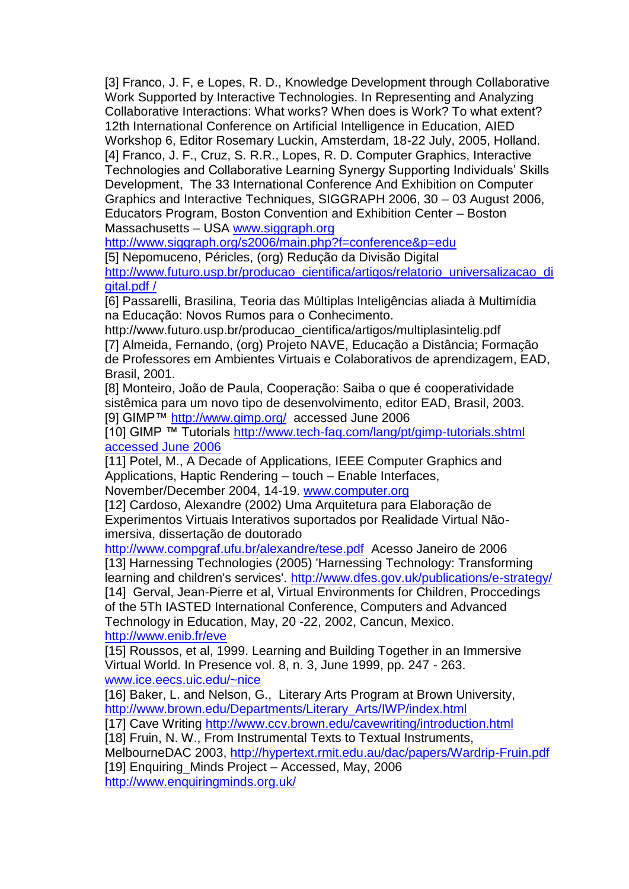[3] Franco, J. F, e Lopes, R. D., Knowledge Development through Collaborative Work Supported by Interactive Technologies. In Representing and Analyzing Collaborative Interactions: What works? When does is Work? To what extent? 12th International Conference on Artificial Intelligence in Education, AIED Workshop 6, Editor Rosemary Luckin, Amsterdam, 18-22 July, 2005, Holland.

[4] Franco, J. F., Cruz, S. R.R., Lopes, R. D. Computer Graphics, Interactive Technologies and Collaborative Learning Synergy Supporting Individuals' Skills Development, The 33 International Conference And Exhibition on Computer Graphics and Interactive Techniques, SIGGRAPH 2006, 30 – 03 August 2006, Educators Program, Boston Convention and Exhibition Center – Boston Massachusetts – USA www.siggraph.org http://www.siggraph.org/s2006/main.php?f=conference&p=edu

[5] Nepomuceno, Péricles, (org) Redução da Divisão Digital http://www.futuro.usp.br/producao_cientifica/artigos/relatorio_universalizacao_digital.pdf /

[6] Passarelli, Brasilina, Teoria das Múltiplas Inteligências aliada à Multimídia na Educação: Novos Rumos para o Conhecimento. http://www.futuro.usp.br/producao_cientifica/artigos/multiplasintelig.pdf

[7] Almeida, Fernando, (org) Projeto NAVE, Educação a Distância; Formação de Professores em Ambientes Virtuais e Colaborativos de aprendizagem, EAD, Brasil, 2001.

[8] Monteiro, João de Paula, Cooperação: Saiba o que é cooperatividade sistêmica para um novo tipo de desenvolvimento, editor EAD, Brasil, 2003.

[9] GIMP™ http://www.gimp.org/ accessed June 2006

[10] GIMP ™ Tutorials http://www.tech-faq.com/lang/pt/gimp-tutorials.shtml accessed June 2006

[11] Potel, M., A Decade of Applications, IEEE Computer Graphics and Applications, Haptic Rendering – touch – Enable Interfaces, November/December 2004, 14-19. www.computer.org

[12] Cardoso, Alexandre (2002) Uma Arquitetura para Elaboração de Experimentos Virtuais Interativos suportados por Realidade Virtual Não-imersiva, dissertação de doutorado http://www.compgraf.ufu.br/alexandre/tese.pdf Acesso Janeiro de 2006

[13] Harnessing Technologies (2005) 'Harnessing Technology: Transforming learning and children's services'. http://www.dfes.gov.uk/publications/e-strategy/

[14] Gerval, Jean-Pierre et al, Virtual Environments for Children, Proccedings of the 5Th IASTED International Conference, Computers and Advanced Technology in Education, May, 20 -22, 2002, Cancun, Mexico. http://www.enib.fr/eve

[15] Roussos, et al, 1999. Learning and Building Together in an Immersive Virtual World. In Presence vol. 8, n. 3, June 1999, pp. 247 - 263. www.ice.eecs.uic.edu/~nice

[16] Baker, L. and Nelson, G., Literary Arts Program at Brown University, http://www.brown.edu/Departments/Literary_Arts/IWP/index.html

[17] Cave Writing http://www.ccv.brown.edu/cavewriting/introduction.html

[18] Fruin, N. W., From Instrumental Texts to Textual Instruments, MelbourneDAC 2003, http://hypertext.rmit.edu.au/dac/papers/Wardrip-Fruin.pdf

[19] Enquiring_Minds Project – Accessed, May, 2006 http://www.enquiringminds.org.uk/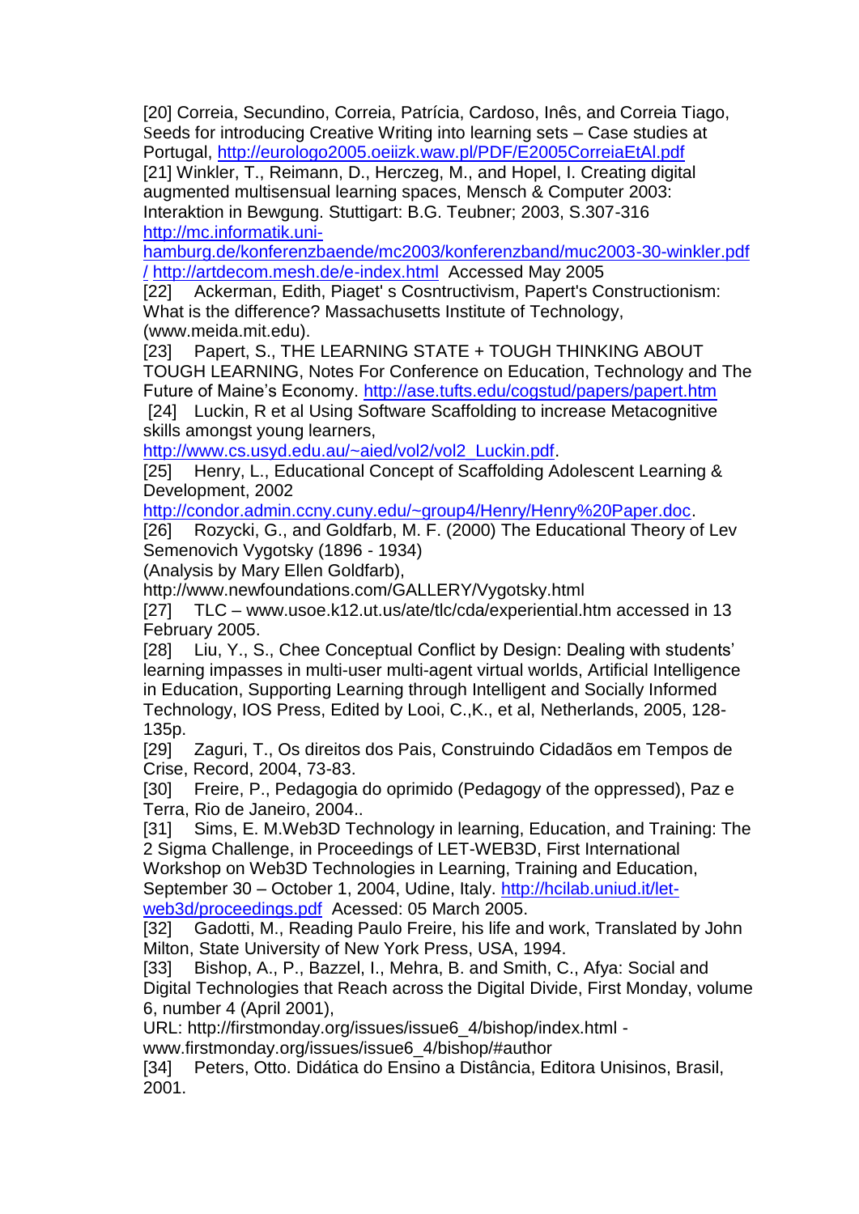[20] Correia, Secundino, Correia, Patrícia, Cardoso, Inês, and Correia Tiago, Seeds for introducing Creative Writing into learning sets – Case studies at Portugal, http://eurologo2005.oeiizk.waw.pl/PDF/E2005CorreiaEtAl.pdf

[21] Winkler, T., Reimann, D., Herczeg, M., and Hopel, I. Creating digital augmented multisensual learning spaces, Mensch & Computer 2003: Interaktion in Bewgung. Stuttigart: B.G. Teubner; 2003, S.307-316 http://mc.informatik.uni-hamburg.de/konferenzbaende/mc2003/konferenzband/muc2003-30-winkler.pdf / http://artdecom.mesh.de/e-index.html Accessed May 2005

[22] Ackerman, Edith, Piaget' s Cosntructivism, Papert's Constructionism: What is the difference? Massachusetts Institute of Technology, (www.meida.mit.edu).

[23] Papert, S., THE LEARNING STATE + TOUGH THINKING ABOUT TOUGH LEARNING, Notes For Conference on Education, Technology and The Future of Maine's Economy. http://ase.tufts.edu/cogstud/papers/papert.htm

[24] Luckin, R et al Using Software Scaffolding to increase Metacognitive skills amongst young learners, http://www.cs.usyd.edu.au/~aied/vol2/vol2_Luckin.pdf.

[25] Henry, L., Educational Concept of Scaffolding Adolescent Learning & Development, 2002 http://condor.admin.ccny.cuny.edu/~group4/Henry/Henry%20Paper.doc.

[26] Rozycki, G., and Goldfarb, M. F. (2000) The Educational Theory of Lev Semenovich Vygotsky (1896 - 1934) (Analysis by Mary Ellen Goldfarb), http://www.newfoundations.com/GALLERY/Vygotsky.html

[27] TLC – www.usoe.k12.ut.us/ate/tlc/cda/experiential.htm accessed in 13 February 2005.

[28] Liu, Y., S., Chee Conceptual Conflict by Design: Dealing with students' learning impasses in multi-user multi-agent virtual worlds, Artificial Intelligence in Education, Supporting Learning through Intelligent and Socially Informed Technology, IOS Press, Edited by Looi, C.,K., et al, Netherlands, 2005, 128-135p.

[29] Zaguri, T., Os direitos dos Pais, Construindo Cidadãos em Tempos de Crise, Record, 2004, 73-83.

[30] Freire, P., Pedagogia do oprimido (Pedagogy of the oppressed), Paz e Terra, Rio de Janeiro, 2004..

[31] Sims, E. M.Web3D Technology in learning, Education, and Training: The 2 Sigma Challenge, in Proceedings of LET-WEB3D, First International Workshop on Web3D Technologies in Learning, Training and Education, September 30 – October 1, 2004, Udine, Italy. http://hcilab.uniud.it/let-web3d/proceedings.pdf Acessed: 05 March 2005.

[32] Gadotti, M., Reading Paulo Freire, his life and work, Translated by John Milton, State University of New York Press, USA, 1994.

[33] Bishop, A., P., Bazzel, I., Mehra, B. and Smith, C., Afya: Social and Digital Technologies that Reach across the Digital Divide, First Monday, volume 6, number 4 (April 2001), URL: http://firstmonday.org/issues/issue6_4/bishop/index.html - www.firstmonday.org/issues/issue6_4/bishop/#author

[34] Peters, Otto. Didática do Ensino a Distância, Editora Unisinos, Brasil, 2001.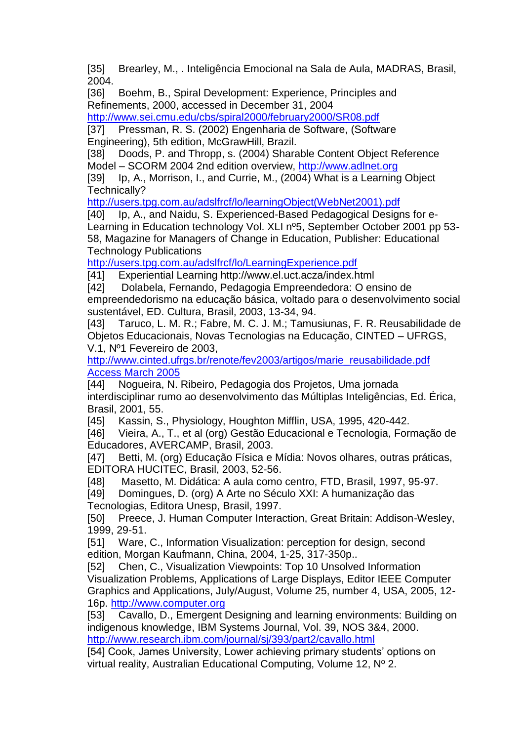[35] Brearley, M., . Inteligência Emocional na Sala de Aula, MADRAS, Brasil, 2004.

[36] Boehm, B., Spiral Development: Experience, Principles and Refinements, 2000, accessed in December 31, 2004 http://www.sei.cmu.edu/cbs/spiral2000/february2000/SR08.pdf

[37] Pressman, R. S. (2002) Engenharia de Software, (Software Engineering), 5th edition, McGrawHill, Brazil.

[38] Doods, P. and Thropp, s. (2004) Sharable Content Object Reference Model – SCORM 2004 2nd edition overview, http://www.adlnet.org

[39] Ip, A., Morrison, I., and Currie, M., (2004) What is a Learning Object Technically? http://users.tpg.com.au/adslfrcf/lo/learningObject(WebNet2001).pdf

[40] Ip, A., and Naidu, S. Experienced-Based Pedagogical Designs for e-Learning in Education technology Vol. XLI nº5, September October 2001 pp 53-58, Magazine for Managers of Change in Education, Publisher: Educational Technology Publications http://users.tpg.com.au/adslfrcf/lo/LearningExperience.pdf

[41] Experiential Learning http://www.el.uct.acza/index.html

[42] Dolabela, Fernando, Pedagogia Empreendedora: O ensino de empreendedorismo na educação básica, voltado para o desenvolvimento social sustentável, ED. Cultura, Brasil, 2003, 13-34, 94.

[43] Taruco, L. M. R.; Fabre, M. C. J. M.; Tamusiunas, F. R. Reusabilidade de Objetos Educacionais, Novas Tecnologias na Educação, CINTED – UFRGS, V.1, Nº1 Fevereiro de 2003, http://www.cinted.ufrgs.br/renote/fev2003/artigos/marie_reusabilidade.pdf Access March 2005

[44] Nogueira, N. Ribeiro, Pedagogia dos Projetos, Uma jornada interdisciplinar rumo ao desenvolvimento das Múltiplas Inteligências, Ed. Érica, Brasil, 2001, 55.

[45] Kassin, S., Physiology, Houghton Mifflin, USA, 1995, 420-442.

[46] Vieira, A., T., et al (org) Gestão Educacional e Tecnologia, Formação de Educadores, AVERCAMP, Brasil, 2003.

[47] Betti, M. (org) Educação Física e Mídia: Novos olhares, outras práticas, EDITORA HUCITEC, Brasil, 2003, 52-56.

[48] Masetto, M. Didática: A aula como centro, FTD, Brasil, 1997, 95-97.

[49] Domingues, D. (org) A Arte no Século XXI: A humanização das Tecnologias, Editora Unesp, Brasil, 1997.

[50] Preece, J. Human Computer Interaction, Great Britain: Addison-Wesley, 1999, 29-51.

[51] Ware, C., Information Visualization: perception for design, second edition, Morgan Kaufmann, China, 2004, 1-25, 317-350p..

[52] Chen, C., Visualization Viewpoints: Top 10 Unsolved Information Visualization Problems, Applications of Large Displays, Editor IEEE Computer Graphics and Applications, July/August, Volume 25, number 4, USA, 2005, 12-16p. http://www.computer.org

[53] Cavallo, D., Emergent Designing and learning environments: Building on indigenous knowledge, IBM Systems Journal, Vol. 39, NOS 3&4, 2000. http://www.research.ibm.com/journal/sj/393/part2/cavallo.html

[54] Cook, James University, Lower achieving primary students' options on virtual reality, Australian Educational Computing, Volume 12, Nº 2.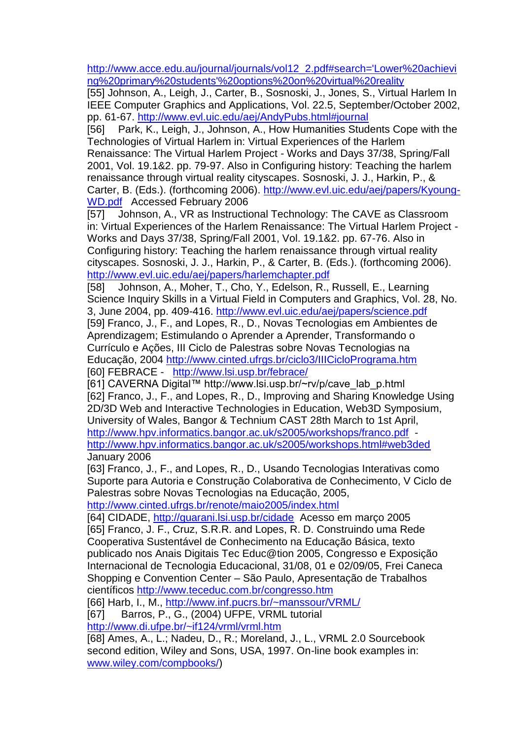http://www.acce.edu.au/journal/journals/vol12_2.pdf#search='Lower%20achieving%20primary%20students'%20options%20on%20virtual%20reality

[55] Johnson, A., Leigh, J., Carter, B., Sosnoski, J., Jones, S., Virtual Harlem In IEEE Computer Graphics and Applications, Vol. 22.5, September/October 2002, pp. 61-67. http://www.evl.uic.edu/aej/AndyPubs.html#journal

[56] Park, K., Leigh, J., Johnson, A., How Humanities Students Cope with the Technologies of Virtual Harlem in: Virtual Experiences of the Harlem Renaissance: The Virtual Harlem Project - Works and Days 37/38, Spring/Fall 2001, Vol. 19.1&2. pp. 79-97. Also in Configuring history: Teaching the harlem renaissance through virtual reality cityscapes. Sosnoski, J. J., Harkin, P., & Carter, B. (Eds.). (forthcoming 2006). http://www.evl.uic.edu/aej/papers/Kyoung-WD.pdf Accessed February 2006

[57] Johnson, A., VR as Instructional Technology: The CAVE as Classroom in: Virtual Experiences of the Harlem Renaissance: The Virtual Harlem Project - Works and Days 37/38, Spring/Fall 2001, Vol. 19.1&2. pp. 67-76. Also in Configuring history: Teaching the harlem renaissance through virtual reality cityscapes. Sosnoski, J. J., Harkin, P., & Carter, B. (Eds.). (forthcoming 2006). http://www.evl.uic.edu/aej/papers/harlemchapter.pdf

[58] Johnson, A., Moher, T., Cho, Y., Edelson, R., Russell, E., Learning Science Inquiry Skills in a Virtual Field in Computers and Graphics, Vol. 28, No. 3, June 2004, pp. 409-416. http://www.evl.uic.edu/aej/papers/science.pdf

[59] Franco, J., F., and Lopes, R., D., Novas Tecnologias em Ambientes de Aprendizagem; Estimulando o Aprender a Aprender, Transformando o Currículo e Ações, III Ciclo de Palestras sobre Novas Tecnologias na Educação, 2004 http://www.cinted.ufrgs.br/ciclo3/IIICicloPrograma.htm

[60] FEBRACE - http://www.lsi.usp.br/febrace/

[61] CAVERNA Digital™ http://www.lsi.usp.br/~rv/p/cave_lab_p.html

[62] Franco, J., F., and Lopes, R., D., Improving and Sharing Knowledge Using 2D/3D Web and Interactive Technologies in Education, Web3D Symposium, University of Wales, Bangor & Technium CAST 28th March to 1st April, http://www.hpv.informatics.bangor.ac.uk/s2005/workshops/franco.pdf - http://www.hpv.informatics.bangor.ac.uk/s2005/workshops.html#web3ded January 2006

[63] Franco, J., F., and Lopes, R., D., Usando Tecnologias Interativas como Suporte para Autoria e Construção Colaborativa de Conhecimento, V Ciclo de Palestras sobre Novas Tecnologias na Educação, 2005, http://www.cinted.ufrgs.br/renote/maio2005/index.html

[64] CIDADE, http://guarani.lsi.usp.br/cidade Acesso em março 2005

[65] Franco, J. F., Cruz, S.R.R. and Lopes, R. D. Construindo uma Rede Cooperativa Sustentável de Conhecimento na Educação Básica, texto publicado nos Anais Digitais Tec Educ@tion 2005, Congresso e Exposição Internacional de Tecnologia Educacional, 31/08, 01 e 02/09/05, Frei Caneca Shopping e Convention Center – São Paulo, Apresentação de Trabalhos científicos http://www.teceduc.com.br/congresso.htm

[66] Harb, I., M., http://www.inf.pucrs.br/~manssour/VRML/

[67] Barros, P., G., (2004) UFPE, VRML tutorial http://www.di.ufpe.br/~if124/vrml/vrml.htm

[68] Ames, A., L.; Nadeu, D., R.; Moreland, J., L., VRML 2.0 Sourcebook second edition, Wiley and Sons, USA, 1997. On-line book examples in: www.wiley.com/compbooks/)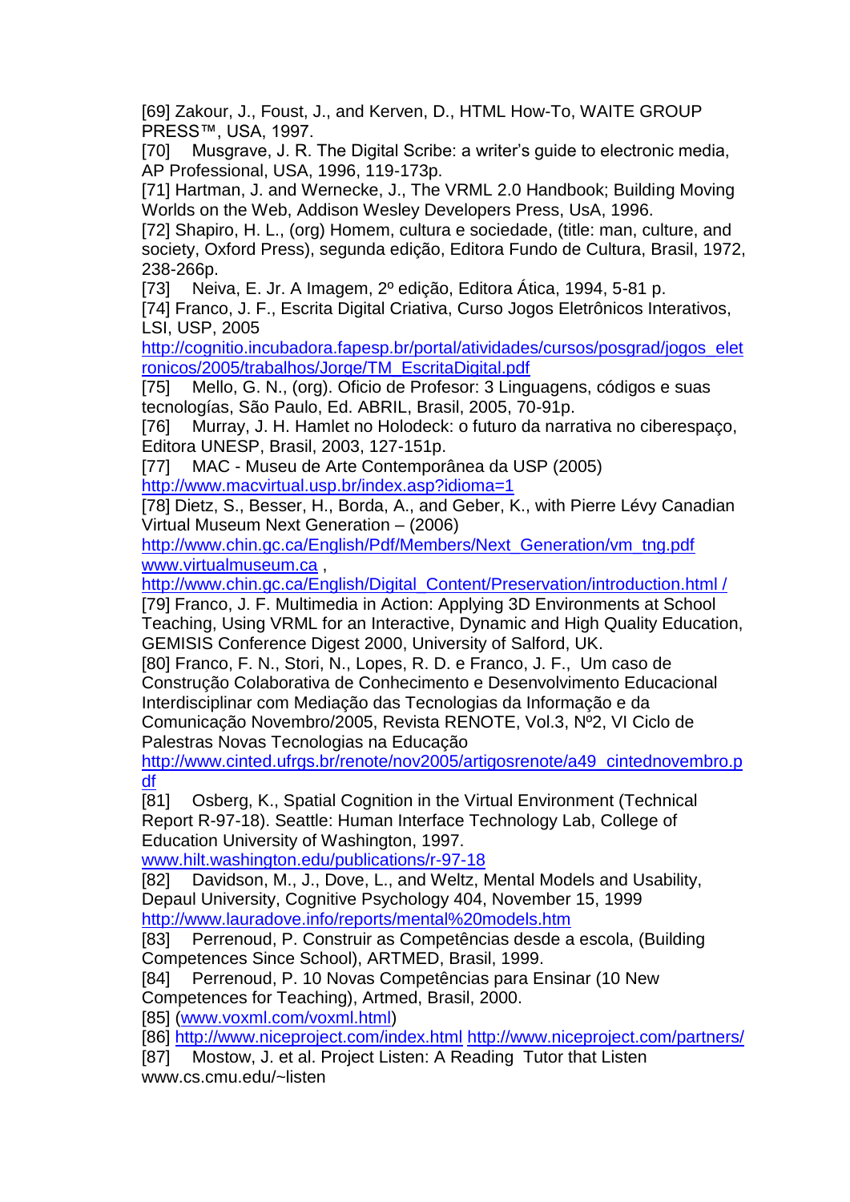[69] Zakour, J., Foust, J., and Kerven, D., HTML How-To, WAITE GROUP PRESS™, USA, 1997.

[70] Musgrave, J. R. The Digital Scribe: a writer's guide to electronic media, AP Professional, USA, 1996, 119-173p.

[71] Hartman, J. and Wernecke, J., The VRML 2.0 Handbook; Building Moving Worlds on the Web, Addison Wesley Developers Press, UsA, 1996.

[72] Shapiro, H. L., (org) Homem, cultura e sociedade, (title: man, culture, and society, Oxford Press), segunda edição, Editora Fundo de Cultura, Brasil, 1972, 238-266p.

[73] Neiva, E. Jr. A Imagem, 2º edição, Editora Ática, 1994, 5-81 p.

[74] Franco, J. F., Escrita Digital Criativa, Curso Jogos Eletrônicos Interativos, LSI, USP, 2005 http://cognitio.incubadora.fapesp.br/portal/atividades/cursos/posgrad/jogos_eletronicos/2005/trabalhos/Jorge/TM_EscritaDigital.pdf

[75] Mello, G. N., (org). Oficio de Profesor: 3 Linguagens, códigos e suas tecnologías, São Paulo, Ed. ABRIL, Brasil, 2005, 70-91p.

[76] Murray, J. H. Hamlet no Holodeck: o futuro da narrativa no ciberespaço, Editora UNESP, Brasil, 2003, 127-151p.

[77] MAC - Museu de Arte Contemporânea da USP (2005) http://www.macvirtual.usp.br/index.asp?idioma=1

[78] Dietz, S., Besser, H., Borda, A., and Geber, K., with Pierre Lévy Canadian Virtual Museum Next Generation – (2006) http://www.chin.gc.ca/English/Pdf/Members/Next_Generation/vm_tng.pdf www.virtualmuseum.ca , http://www.chin.gc.ca/English/Digital_Content/Preservation/introduction.html /

[79] Franco, J. F. Multimedia in Action: Applying 3D Environments at School Teaching, Using VRML for an Interactive, Dynamic and High Quality Education, GEMISIS Conference Digest 2000, University of Salford, UK.

[80] Franco, F. N., Stori, N., Lopes, R. D. e Franco, J. F., Um caso de Construção Colaborativa de Conhecimento e Desenvolvimento Educacional Interdisciplinar com Mediação das Tecnologias da Informação e da Comunicação Novembro/2005, Revista RENOTE, Vol.3, Nº2, VI Ciclo de Palestras Novas Tecnologias na Educação http://www.cinted.ufrgs.br/renote/nov2005/artigosrenote/a49_cintednovembro.pdf

[81] Osberg, K., Spatial Cognition in the Virtual Environment (Technical Report R-97-18). Seattle: Human Interface Technology Lab, College of Education University of Washington, 1997. www.hilt.washington.edu/publications/r-97-18

[82] Davidson, M., J., Dove, L., and Weltz, Mental Models and Usability, Depaul University, Cognitive Psychology 404, November 15, 1999 http://www.lauradove.info/reports/mental%20models.htm

[83] Perrenoud, P. Construir as Competências desde a escola, (Building Competences Since School), ARTMED, Brasil, 1999.

[84] Perrenoud, P. 10 Novas Competências para Ensinar (10 New Competences for Teaching), Artmed, Brasil, 2000.

[85] (www.voxml.com/voxml.html)

[86] http://www.niceproject.com/index.html http://www.niceproject.com/partners/

[87] Mostow, J. et al. Project Listen: A Reading Tutor that Listen www.cs.cmu.edu/~listen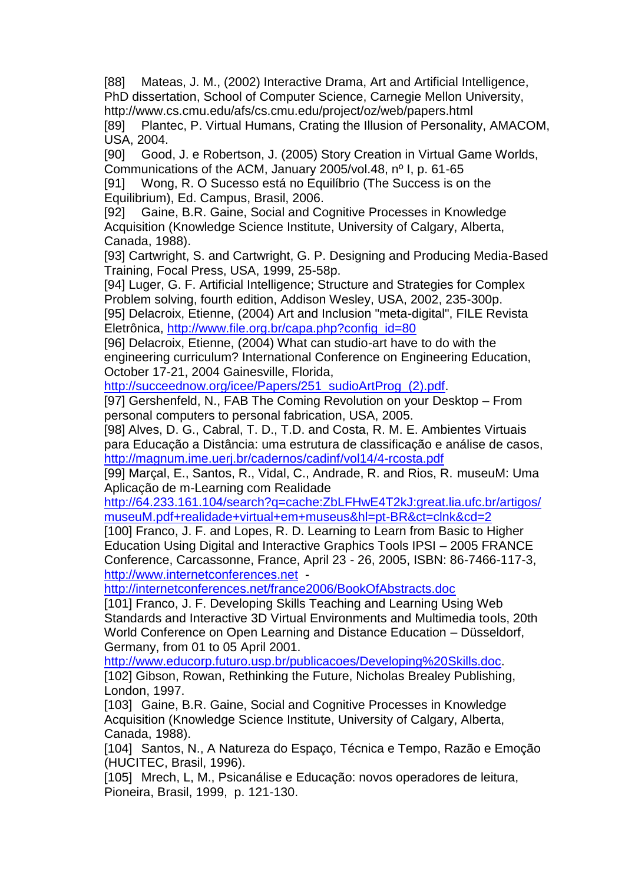[88] Mateas, J. M., (2002) Interactive Drama, Art and Artificial Intelligence, PhD dissertation, School of Computer Science, Carnegie Mellon University, http://www.cs.cmu.edu/afs/cs.cmu.edu/project/oz/web/papers.html

[89] Plantec, P. Virtual Humans, Crating the Illusion of Personality, AMACOM, USA, 2004.

[90] Good, J. e Robertson, J. (2005) Story Creation in Virtual Game Worlds, Communications of the ACM, January 2005/vol.48, nº I, p. 61-65

[91] Wong, R. O Sucesso está no Equilíbrio (The Success is on the Equilibrium), Ed. Campus, Brasil, 2006.

[92] Gaine, B.R. Gaine, Social and Cognitive Processes in Knowledge Acquisition (Knowledge Science Institute, University of Calgary, Alberta, Canada, 1988).

[93] Cartwright, S. and Cartwright, G. P. Designing and Producing Media-Based Training, Focal Press, USA, 1999, 25-58p.

[94] Luger, G. F. Artificial Intelligence; Structure and Strategies for Complex Problem solving, fourth edition, Addison Wesley, USA, 2002, 235-300p.

[95] Delacroix, Etienne, (2004) Art and Inclusion "meta-digital", FILE Revista Eletrônica, http://www.file.org.br/capa.php?config_id=80

[96] Delacroix, Etienne, (2004) What can studio-art have to do with the engineering curriculum? International Conference on Engineering Education, October 17-21, 2004 Gainesville, Florida, http://succeednow.org/icee/Papers/251_sudioArtProg_(2).pdf.

[97] Gershenfeld, N., FAB The Coming Revolution on your Desktop – From personal computers to personal fabrication, USA, 2005.

[98] Alves, D. G., Cabral, T. D., T.D. and Costa, R. M. E. Ambientes Virtuais para Educação a Distância: uma estrutura de classificação e análise de casos, http://magnum.ime.uerj.br/cadernos/cadinf/vol14/4-rcosta.pdf

[99] Marçal, E., Santos, R., Vidal, C., Andrade, R. and Rios, R. museuM: Uma Aplicação de m-Learning com Realidade http://64.233.161.104/search?q=cache:ZbLFHwE4T2kJ:great.lia.ufc.br/artigos/museuM.pdf+realidade+virtual+em+museus&hl=pt-BR&ct=clnk&cd=2

[100] Franco, J. F. and Lopes, R. D. Learning to Learn from Basic to Higher Education Using Digital and Interactive Graphics Tools IPSI – 2005 FRANCE Conference, Carcassonne, France, April 23 - 26, 2005, ISBN: 86-7466-117-3, http://www.internetconferences.net - http://internetconferences.net/france2006/BookOfAbstracts.doc

[101] Franco, J. F. Developing Skills Teaching and Learning Using Web Standards and Interactive 3D Virtual Environments and Multimedia tools, 20th World Conference on Open Learning and Distance Education – Düsseldorf, Germany, from 01 to 05 April 2001. http://www.educorp.futuro.usp.br/publicacoes/Developing%20Skills.doc.

[102] Gibson, Rowan, Rethinking the Future, Nicholas Brealey Publishing, London, 1997.

[103] Gaine, B.R. Gaine, Social and Cognitive Processes in Knowledge Acquisition (Knowledge Science Institute, University of Calgary, Alberta, Canada, 1988).

[104] Santos, N., A Natureza do Espaço, Técnica e Tempo, Razão e Emoção (HUCITEC, Brasil, 1996).

[105] Mrech, L, M., Psicanálise e Educação: novos operadores de leitura, Pioneira, Brasil, 1999, p. 121-130.